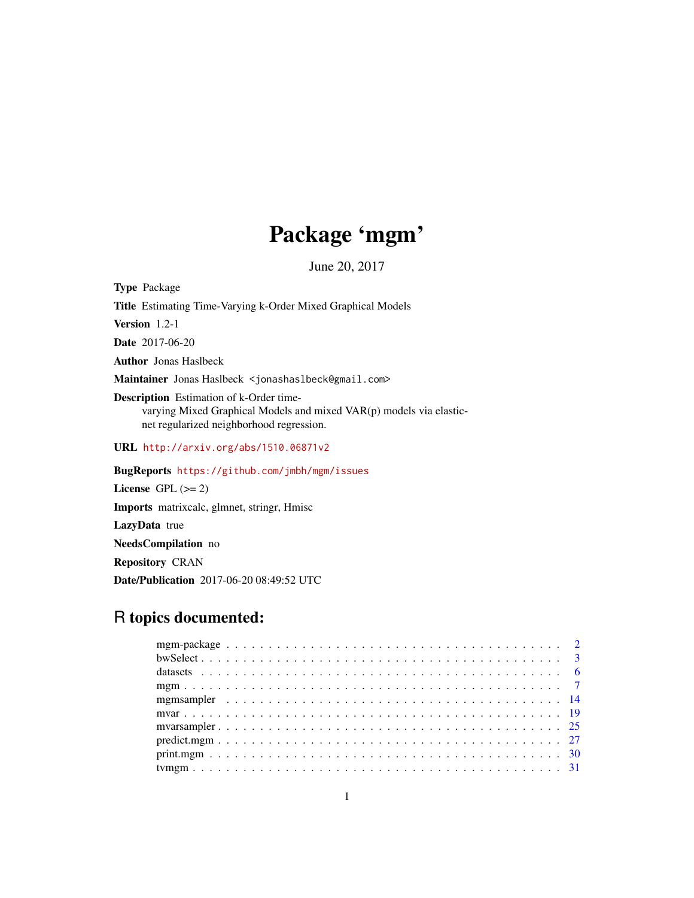# Package 'mgm'

June 20, 2017

**Type** Package

**Title** Estimating Time-Varying k-Order Mixed Graphical Models

**Version** 1.2-1

**Date** 2017-06-20

**Author** Jonas Haslbeck

**Maintainer** Jonas Haslbeck <jonashaslbeck@gmail.com>

**Description** Estimation of k-Order time-varying Mixed Graphical Models and mixed VAR(p) models via elastic-net regularized neighborhood regression.

**URL** http://arxiv.org/abs/1510.06871v2

**BugReports** https://github.com/jmbh/mgm/issues

**License** GPL (>= 2)

**Imports** matrixcalc, glmnet, stringr, Hmisc

**LazyData** true

**NeedsCompilation** no

**Repository** CRAN

**Date/Publication** 2017-06-20 08:49:52 UTC

## R topics documented:

- mgm-package . . . . . . . . . . . . . . . . . . . . . . . . . . . . . . . . . . . . . . . . 2
- bwSelect . . . . . . . . . . . . . . . . . . . . . . . . . . . . . . . . . . . . . . . . . . 3
- datasets . . . . . . . . . . . . . . . . . . . . . . . . . . . . . . . . . . . . . . . . . . 6
- mgm . . . . . . . . . . . . . . . . . . . . . . . . . . . . . . . . . . . . . . . . . . . . 7
- mgmsampler . . . . . . . . . . . . . . . . . . . . . . . . . . . . . . . . . . . . . . . . 14
- mvar . . . . . . . . . . . . . . . . . . . . . . . . . . . . . . . . . . . . . . . . . . . 19
- mvarsampler . . . . . . . . . . . . . . . . . . . . . . . . . . . . . . . . . . . . . . . . 25
- predict.mgm . . . . . . . . . . . . . . . . . . . . . . . . . . . . . . . . . . . . . . . . 27
- print.mgm . . . . . . . . . . . . . . . . . . . . . . . . . . . . . . . . . . . . . . . . . 30
- tvmgm . . . . . . . . . . . . . . . . . . . . . . . . . . . . . . . . . . . . . . . . . . . 31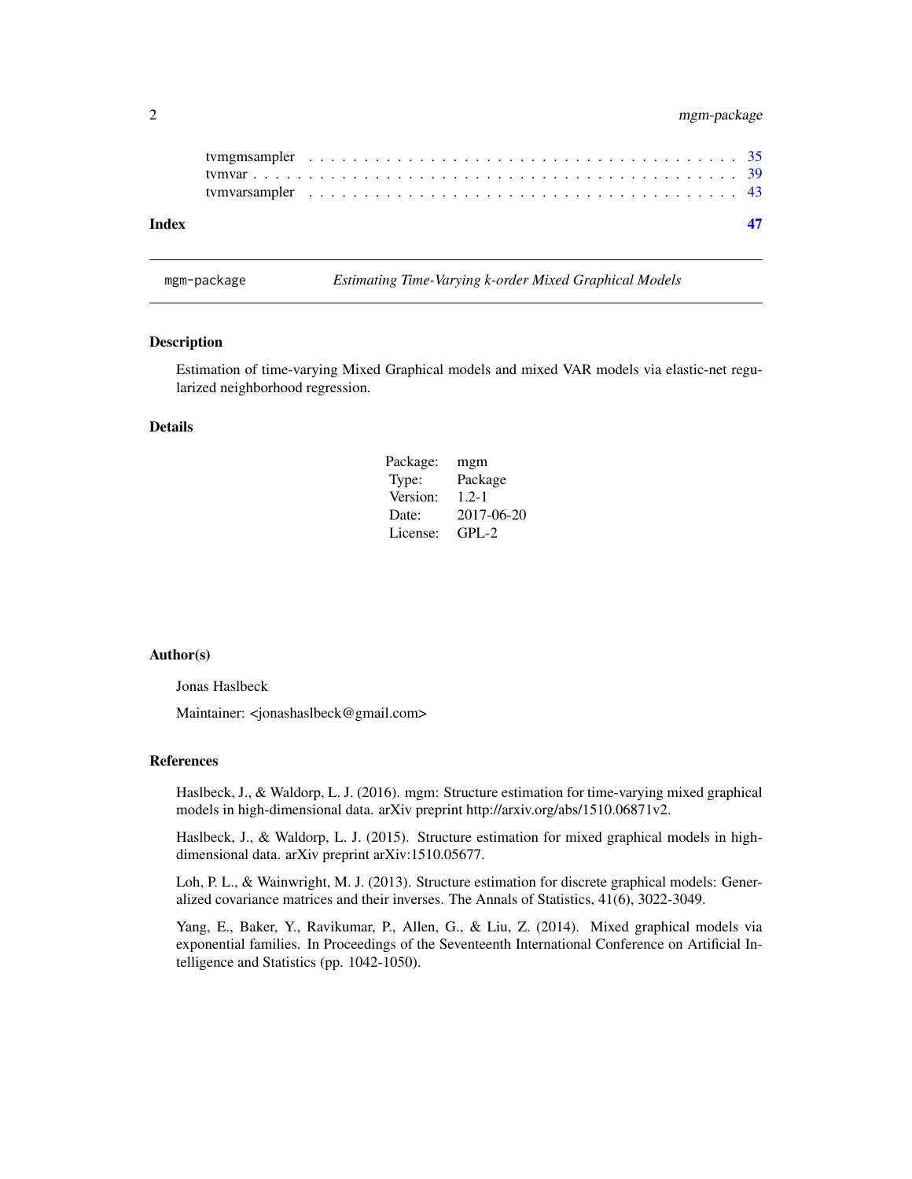tvmgmsampler . . . . . . . . . . . . . . . . . . . . . . . . . . . . . . . . . . . . 35
tvmvar . . . . . . . . . . . . . . . . . . . . . . . . . . . . . . . . . . . . . . . 39
tvmvarsampler . . . . . . . . . . . . . . . . . . . . . . . . . . . . . . . . . . . 43

**Index** **47**

---

mgm-package *Estimating Time-Varying k-order Mixed Graphical Models*

---

## Description

Estimation of time-varying Mixed Graphical models and mixed VAR models via elastic-net regularized neighborhood regression.

## Details

| | |
|---|---|
| Package: | mgm |
| Type: | Package |
| Version: | 1.2-1 |
| Date: | 2017-06-20 |
| License: | GPL-2 |

## Author(s)

Jonas Haslbeck

Maintainer: <jonashaslbeck@gmail.com>

## References

Haslbeck, J., & Waldorp, L. J. (2016). mgm: Structure estimation for time-varying mixed graphical models in high-dimensional data. arXiv preprint http://arxiv.org/abs/1510.06871v2.

Haslbeck, J., & Waldorp, L. J. (2015). Structure estimation for mixed graphical models in high-dimensional data. arXiv preprint arXiv:1510.05677.

Loh, P. L., & Wainwright, M. J. (2013). Structure estimation for discrete graphical models: Generalized covariance matrices and their inverses. The Annals of Statistics, 41(6), 3022-3049.

Yang, E., Baker, Y., Ravikumar, P., Allen, G., & Liu, Z. (2014). Mixed graphical models via exponential families. In Proceedings of the Seventeenth International Conference on Artificial Intelligence and Statistics (pp. 1042-1050).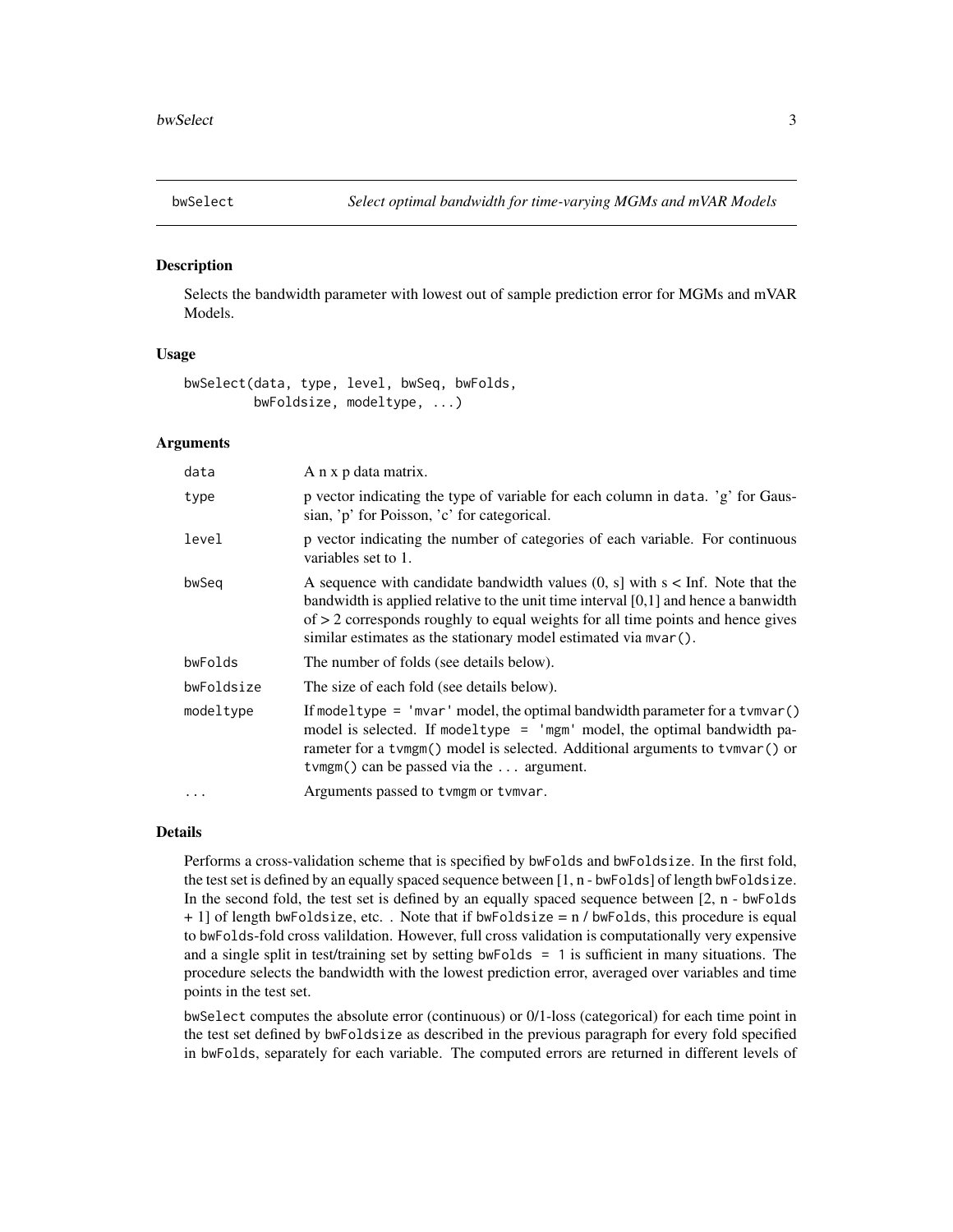## bwSelect — *Select optimal bandwidth for time-varying MGMs and mVAR Models*

### Description

Selects the bandwidth parameter with lowest out of sample prediction error for MGMs and mVAR Models.

### Usage

```
bwSelect(data, type, level, bwSeq, bwFolds,
         bwFoldsize, modeltype, ...)
```

### Arguments

| Argument | Description |
|---|---|
| data | A n x p data matrix. |
| type | p vector indicating the type of variable for each column in data. 'g' for Gaussian, 'p' for Poisson, 'c' for categorical. |
| level | p vector indicating the number of categories of each variable. For continuous variables set to 1. |
| bwSeq | A sequence with candidate bandwidth values (0, s] with s < Inf. Note that the bandwidth is applied relative to the unit time interval [0,1] and hence a banwidth of > 2 corresponds roughly to equal weights for all time points and hence gives similar estimates as the stationary model estimated via mvar(). |
| bwFolds | The number of folds (see details below). |
| bwFoldsize | The size of each fold (see details below). |
| modeltype | If modeltype = 'mvar' model, the optimal bandwidth parameter for a tvmvar() model is selected. If modeltype = 'mgm' model, the optimal bandwidth parameter for a tvmgm() model is selected. Additional arguments to tvmvar() or tvmgm() can be passed via the ... argument. |
| ... | Arguments passed to tvmgm or tvmvar. |

### Details

Performs a cross-validation scheme that is specified by bwFolds and bwFoldsize. In the first fold, the test set is defined by an equally spaced sequence between [1, n - bwFolds] of length bwFoldsize. In the second fold, the test set is defined by an equally spaced sequence between [2, n - bwFolds + 1] of length bwFoldsize, etc. . Note that if bwFoldsize = n / bwFolds, this procedure is equal to bwFolds-fold cross valildation. However, full cross validation is computationally very expensive and a single split in test/training set by setting bwFolds = 1 is sufficient in many situations. The procedure selects the bandwidth with the lowest prediction error, averaged over variables and time points in the test set.

bwSelect computes the absolute error (continuous) or 0/1-loss (categorical) for each time point in the test set defined by bwFoldsize as described in the previous paragraph for every fold specified in bwFolds, separately for each variable. The computed errors are returned in different levels of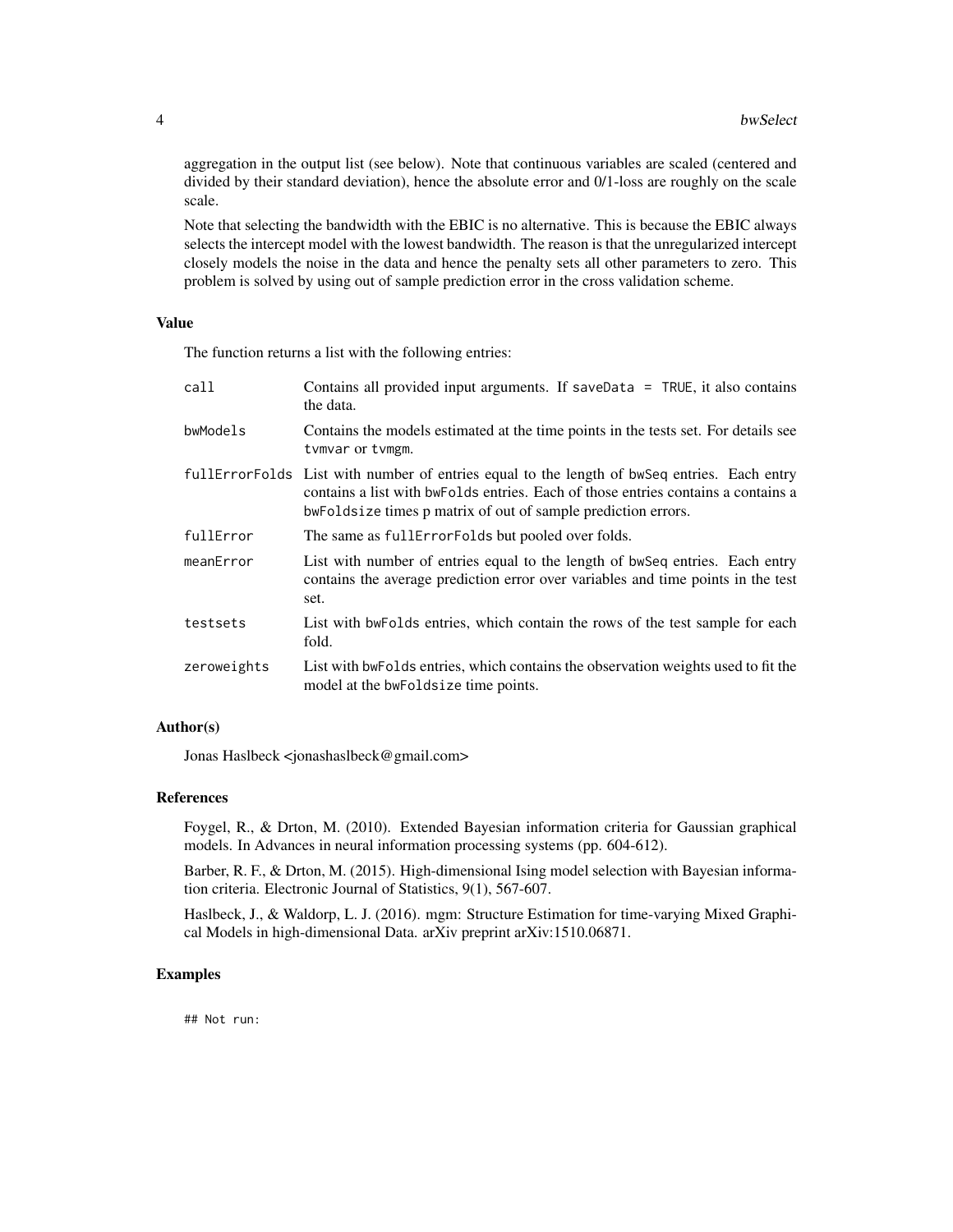aggregation in the output list (see below). Note that continuous variables are scaled (centered and divided by their standard deviation), hence the absolute error and 0/1-loss are roughly on the scale scale.

Note that selecting the bandwidth with the EBIC is no alternative. This is because the EBIC always selects the intercept model with the lowest bandwidth. The reason is that the unregularized intercept closely models the noise in the data and hence the penalty sets all other parameters to zero. This problem is solved by using out of sample prediction error in the cross validation scheme.

### Value

The function returns a list with the following entries:

| | |
|---|---|
| `call` | Contains all provided input arguments. If `saveData = TRUE`, it also contains the data. |
| `bwModels` | Contains the models estimated at the time points in the tests set. For details see `tvmvar` or `tvmgm`. |
| `fullErrorFolds` | List with number of entries equal to the length of `bwSeq` entries. Each entry contains a list with `bwFolds` entries. Each of those entries contains a contains a `bwFoldsize` times p matrix of out of sample prediction errors. |
| `fullError` | The same as `fullErrorFolds` but pooled over folds. |
| `meanError` | List with number of entries equal to the length of `bwSeq` entries. Each entry contains the average prediction error over variables and time points in the test set. |
| `testsets` | List with `bwFolds` entries, which contain the rows of the test sample for each fold. |
| `zeroweights` | List with `bwFolds` entries, which contains the observation weights used to fit the model at the `bwFoldsize` time points. |

### Author(s)

Jonas Haslbeck <jonashaslbeck@gmail.com>

### References

Foygel, R., & Drton, M. (2010). Extended Bayesian information criteria for Gaussian graphical models. In Advances in neural information processing systems (pp. 604-612).

Barber, R. F., & Drton, M. (2015). High-dimensional Ising model selection with Bayesian information criteria. Electronic Journal of Statistics, 9(1), 567-607.

Haslbeck, J., & Waldorp, L. J. (2016). mgm: Structure Estimation for time-varying Mixed Graphical Models in high-dimensional Data. arXiv preprint arXiv:1510.06871.

### Examples

```
## Not run:
```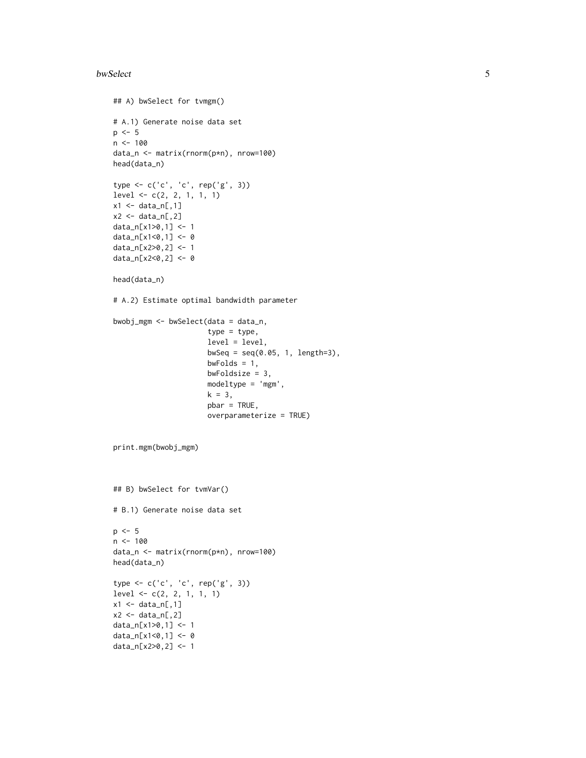```
## A) bwSelect for tvmgm()

# A.1) Generate noise data set
p <- 5
n <- 100
data_n <- matrix(rnorm(p*n), nrow=100)
head(data_n)

type <- c('c', 'c', rep('g', 3))
level <- c(2, 2, 1, 1, 1)
x1 <- data_n[,1]
x2 <- data_n[,2]
data_n[x1>0,1] <- 1
data_n[x1<0,1] <- 0
data_n[x2>0,2] <- 1
data_n[x2<0,2] <- 0

head(data_n)

# A.2) Estimate optimal bandwidth parameter

bwobj_mgm <- bwSelect(data = data_n,
                      type = type,
                      level = level,
                      bwSeq = seq(0.05, 1, length=3),
                      bwFolds = 1,
                      bwFoldsize = 3,
                      modeltype = 'mgm',
                      k = 3,
                      pbar = TRUE,
                      overparameterize = TRUE)


print.mgm(bwobj_mgm)



## B) bwSelect for tvmVar()

# B.1) Generate noise data set

p <- 5
n <- 100
data_n <- matrix(rnorm(p*n), nrow=100)
head(data_n)

type <- c('c', 'c', rep('g', 3))
level <- c(2, 2, 1, 1, 1)
x1 <- data_n[,1]
x2 <- data_n[,2]
data_n[x1>0,1] <- 1
data_n[x1<0,1] <- 0
data_n[x2>0,2] <- 1
```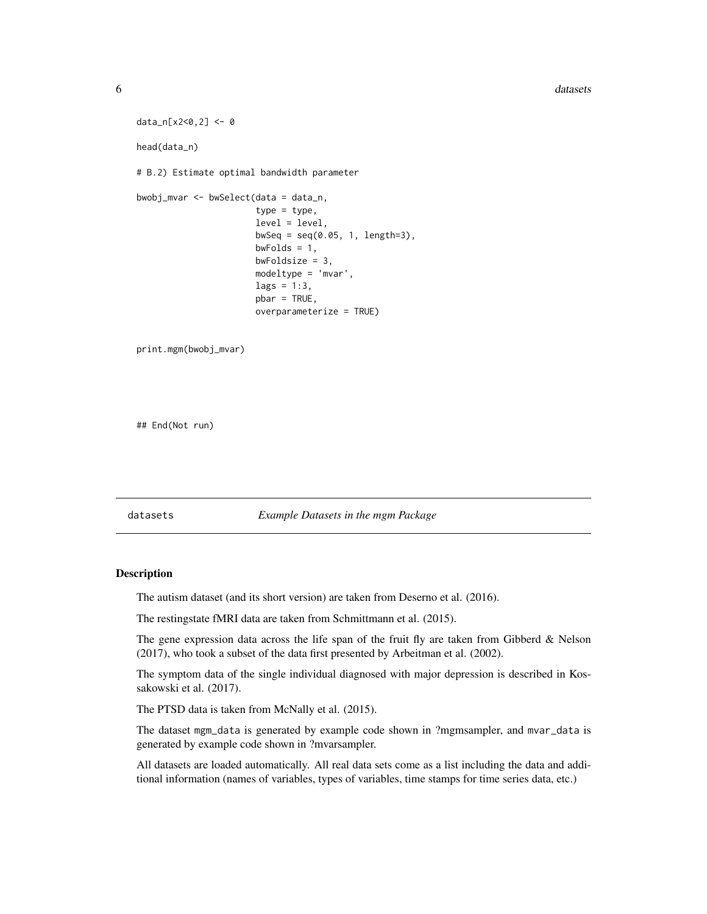```
data_n[x2<0,2] <- 0

head(data_n)

# B.2) Estimate optimal bandwidth parameter

bwobj_mvar <- bwSelect(data = data_n,
                       type = type,
                       level = level,
                       bwSeq = seq(0.05, 1, length=3),
                       bwFolds = 1,
                       bwFoldsize = 3,
                       modeltype = 'mvar',
                       lags = 1:3,
                       pbar = TRUE,
                       overparameterize = TRUE)


print.mgm(bwobj_mvar)




## End(Not run)
```

---

`datasets` *Example Datasets in the mgm Package*

---

### Description

The autism dataset (and its short version) are taken from Deserno et al. (2016).

The restingstate fMRI data are taken from Schmittmann et al. (2015).

The gene expression data across the life span of the fruit fly are taken from Gibberd & Nelson (2017), who took a subset of the data first presented by Arbeitman et al. (2002).

The symptom data of the single individual diagnosed with major depression is described in Kossakowski et al. (2017).

The PTSD data is taken from McNally et al. (2015).

The dataset `mgm_data` is generated by example code shown in ?mgmsampler, and `mvar_data` is generated by example code shown in ?mvarsampler.

All datasets are loaded automatically. All real data sets come as a list including the data and additional information (names of variables, types of variables, time stamps for time series data, etc.)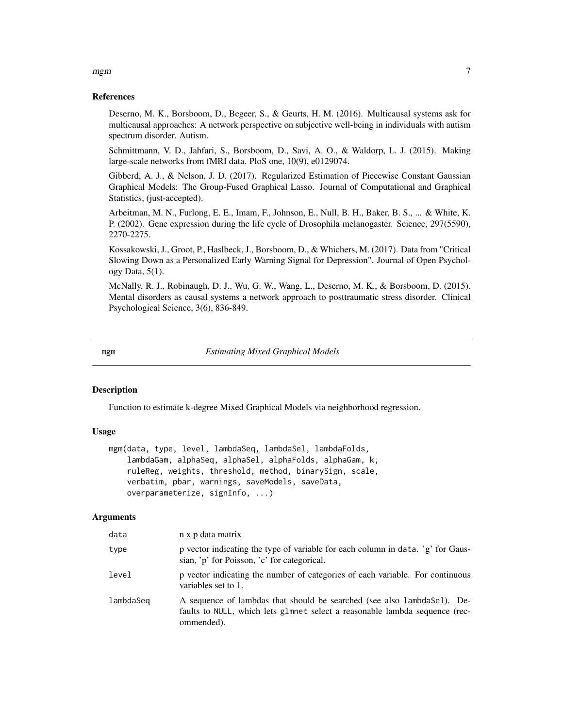### References

Deserno, M. K., Borsboom, D., Begeer, S., & Geurts, H. M. (2016). Multicausal systems ask for multicausal approaches: A network perspective on subjective well-being in individuals with autism spectrum disorder. Autism.

Schmittmann, V. D., Jahfari, S., Borsboom, D., Savi, A. O., & Waldorp, L. J. (2015). Making large-scale networks from fMRI data. PloS one, 10(9), e0129074.

Gibberd, A. J., & Nelson, J. D. (2017). Regularized Estimation of Piecewise Constant Gaussian Graphical Models: The Group-Fused Graphical Lasso. Journal of Computational and Graphical Statistics, (just-accepted).

Arbeitman, M. N., Furlong, E. E., Imam, F., Johnson, E., Null, B. H., Baker, B. S., ... & White, K. P. (2002). Gene expression during the life cycle of Drosophila melanogaster. Science, 297(5590), 2270-2275.

Kossakowski, J., Groot, P., Haslbeck, J., Borsboom, D., & Whichers, M. (2017). Data from "Critical Slowing Down as a Personalized Early Warning Signal for Depression". Journal of Open Psychology Data, 5(1).

McNally, R. J., Robinaugh, D. J., Wu, G. W., Wang, L., Deserno, M. K., & Borsboom, D. (2015). Mental disorders as causal systems a network approach to posttraumatic stress disorder. Clinical Psychological Science, 3(6), 836-849.

---

## mgm — *Estimating Mixed Graphical Models*

---

### Description

Function to estimate k-degree Mixed Graphical Models via neighborhood regression.

### Usage

```
mgm(data, type, level, lambdaSeq, lambdaSel, lambdaFolds,
    lambdaGam, alphaSeq, alphaSel, alphaFolds, alphaGam, k,
    ruleReg, weights, threshold, method, binarySign, scale,
    verbatim, pbar, warnings, saveModels, saveData,
    overparameterize, signInfo, ...)
```

### Arguments

| | |
|---|---|
| `data` | n x p data matrix |
| `type` | p vector indicating the type of variable for each column in `data`. 'g' for Gaussian, 'p' for Poisson, 'c' for categorical. |
| `level` | p vector indicating the number of categories of each variable. For continuous variables set to 1. |
| `lambdaSeq` | A sequence of lambdas that should be searched (see also `lambdaSel`). Defaults to `NULL`, which lets `glmnet` select a reasonable lambda sequence (recommended). |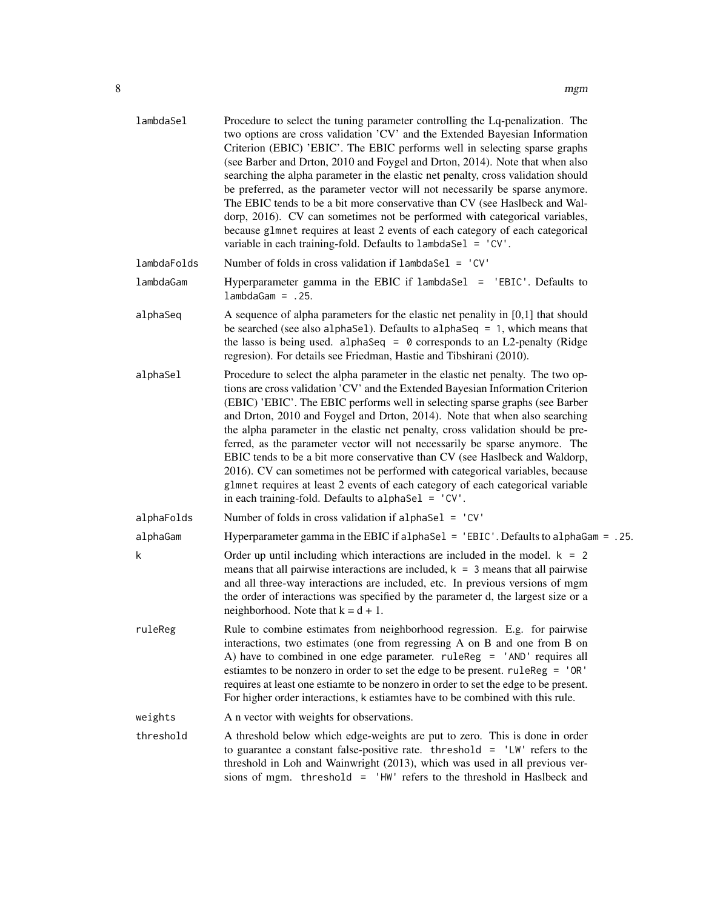| | |
|---|---|
| lambdaSel | Procedure to select the tuning parameter controlling the Lq-penalization. The two options are cross validation 'CV' and the Extended Bayesian Information Criterion (EBIC) 'EBIC'. The EBIC performs well in selecting sparse graphs (see Barber and Drton, 2010 and Foygel and Drton, 2014). Note that when also searching the alpha parameter in the elastic net penalty, cross validation should be preferred, as the parameter vector will not necessarily be sparse anymore. The EBIC tends to be a bit more conservative than CV (see Haslbeck and Waldorp, 2016). CV can sometimes not be performed with categorical variables, because `glmnet` requires at least 2 events of each category of each categorical variable in each training-fold. Defaults to `lambdaSel = 'CV'`. |
| lambdaFolds | Number of folds in cross validation if `lambdaSel = 'CV'` |
| lambdaGam | Hyperparameter gamma in the EBIC if `lambdaSel = 'EBIC'`. Defaults to `lambdaGam = .25`. |
| alphaSeq | A sequence of alpha parameters for the elastic net penality in [0,1] that should be searched (see also `alphaSel`). Defaults to `alphaSeq = 1`, which means that the lasso is being used. `alphaSeq = 0` corresponds to an L2-penalty (Ridge regresion). For details see Friedman, Hastie and Tibshirani (2010). |
| alphaSel | Procedure to select the alpha parameter in the elastic net penalty. The two options are cross validation 'CV' and the Extended Bayesian Information Criterion (EBIC) 'EBIC'. The EBIC performs well in selecting sparse graphs (see Barber and Drton, 2010 and Foygel and Drton, 2014). Note that when also searching the alpha parameter in the elastic net penalty, cross validation should be preferred, as the parameter vector will not necessarily be sparse anymore. The EBIC tends to be a bit more conservative than CV (see Haslbeck and Waldorp, 2016). CV can sometimes not be performed with categorical variables, because `glmnet` requires at least 2 events of each category of each categorical variable in each training-fold. Defaults to `alphaSel = 'CV'`. |
| alphaFolds | Number of folds in cross validation if `alphaSel = 'CV'` |
| alphaGam | Hyperparameter gamma in the EBIC if `alphaSel = 'EBIC'`. Defaults to `alphaGam = .25`. |
| k | Order up until including which interactions are included in the model. `k = 2` means that all pairwise interactions are included, `k = 3` means that all pairwise and all three-way interactions are included, etc. In previous versions of mgm the order of interactions was specified by the parameter d, the largest size or a neighborhood. Note that k = d + 1. |
| ruleReg | Rule to combine estimates from neighborhood regression. E.g. for pairwise interactions, two estimates (one from regressing A on B and one from B on A) have to combined in one edge parameter. `ruleReg = 'AND'` requires all estiamtes to be nonzero in order to set the edge to be present. `ruleReg = 'OR'` requires at least one estiamte to be nonzero in order to set the edge to be present. For higher order interactions, k estiamtes have to be combined with this rule. |
| weights | A n vector with weights for observations. |
| threshold | A threshold below which edge-weights are put to zero. This is done in order to guarantee a constant false-positive rate. `threshold = 'LW'` refers to the threshold in Loh and Wainwright (2013), which was used in all previous versions of mgm. `threshold = 'HW'` refers to the threshold in Haslbeck and |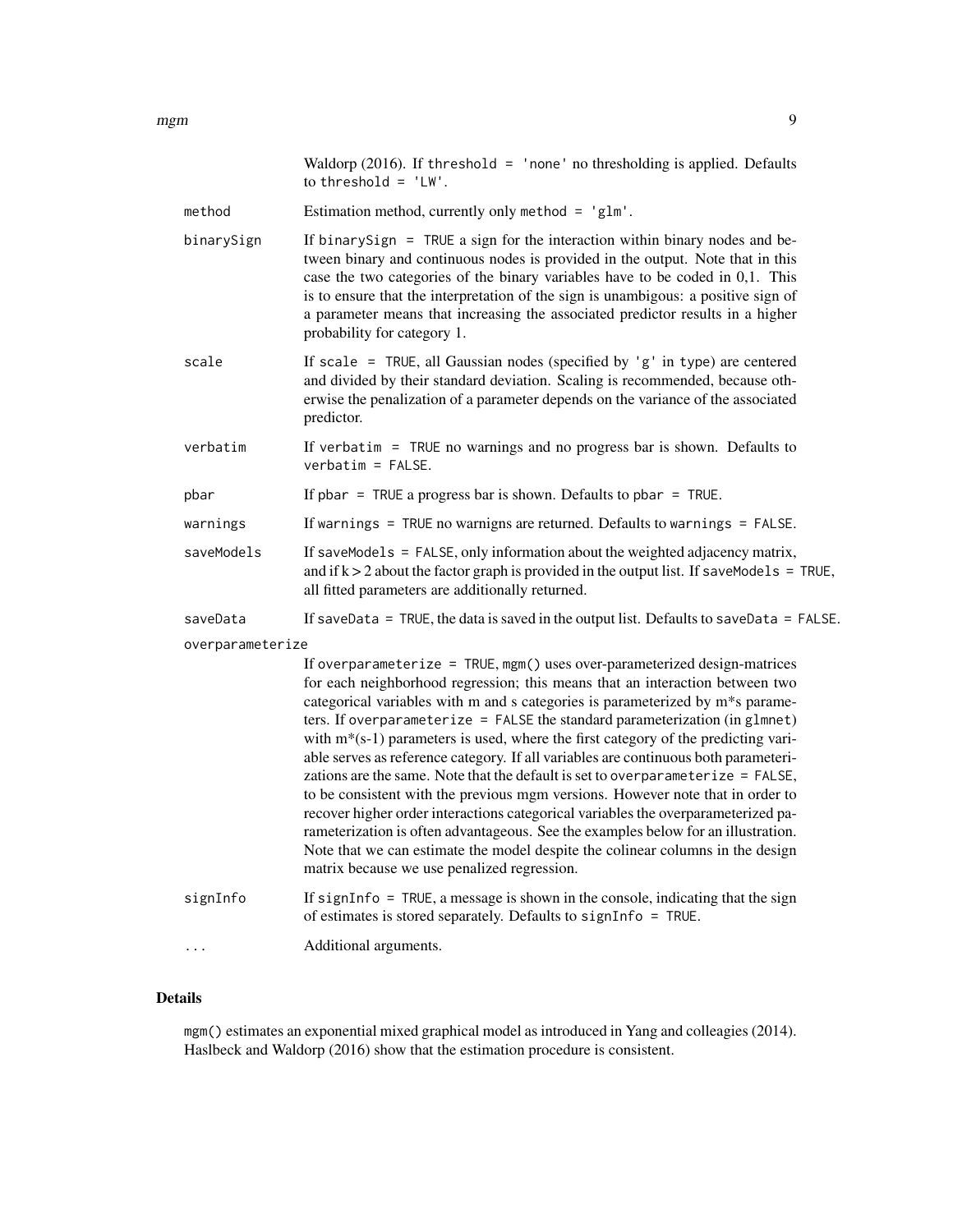Waldorp (2016). If `threshold = 'none'` no thresholding is applied. Defaults to `threshold = 'LW'`.

`method`
: Estimation method, currently only `method = 'glm'`.

`binarySign`
: If `binarySign = TRUE` a sign for the interaction within binary nodes and between binary and continuous nodes is provided in the output. Note that in this case the two categories of the binary variables have to be coded in 0,1. This is to ensure that the interpretation of the sign is unambigous: a positive sign of a parameter means that increasing the associated predictor results in a higher probability for category 1.

`scale`
: If `scale = TRUE`, all Gaussian nodes (specified by `'g'` in `type`) are centered and divided by their standard deviation. Scaling is recommended, because otherwise the penalization of a parameter depends on the variance of the associated predictor.

`verbatim`
: If `verbatim = TRUE` no warnings and no progress bar is shown. Defaults to `verbatim = FALSE`.

`pbar`
: If `pbar = TRUE` a progress bar is shown. Defaults to `pbar = TRUE`.

`warnings`
: If `warnings = TRUE` no warnigns are returned. Defaults to `warnings = FALSE`.

`saveModels`
: If `saveModels = FALSE`, only information about the weighted adjacency matrix, and if $k > 2$ about the factor graph is provided in the output list. If `saveModels = TRUE`, all fitted parameters are additionally returned.

`saveData`
: If `saveData = TRUE`, the data is saved in the output list. Defaults to `saveData = FALSE`.

`overparameterize`
: If `overparameterize = TRUE`, `mgm()` uses over-parameterized design-matrices for each neighborhood regression; this means that an interaction between two categorical variables with m and s categories is parameterized by m*s parameters. If `overparameterize = FALSE` the standard parameterization (in `glmnet`) with m*(s-1) parameters is used, where the first category of the predicting variable serves as reference category. If all variables are continuous both parameterizations are the same. Note that the default is set to `overparameterize = FALSE`, to be consistent with the previous mgm versions. However note that in order to recover higher order interactions categorical variables the overparameterized parameterization is often advantageous. See the examples below for an illustration. Note that we can estimate the model despite the colinear columns in the design matrix because we use penalized regression.

`signInfo`
: If `signInfo = TRUE`, a message is shown in the console, indicating that the sign of estimates is stored separately. Defaults to `signInfo = TRUE`.

`...`
: Additional arguments.

## Details

`mgm()` estimates an exponential mixed graphical model as introduced in Yang and colleagies (2014). Haslbeck and Waldorp (2016) show that the estimation procedure is consistent.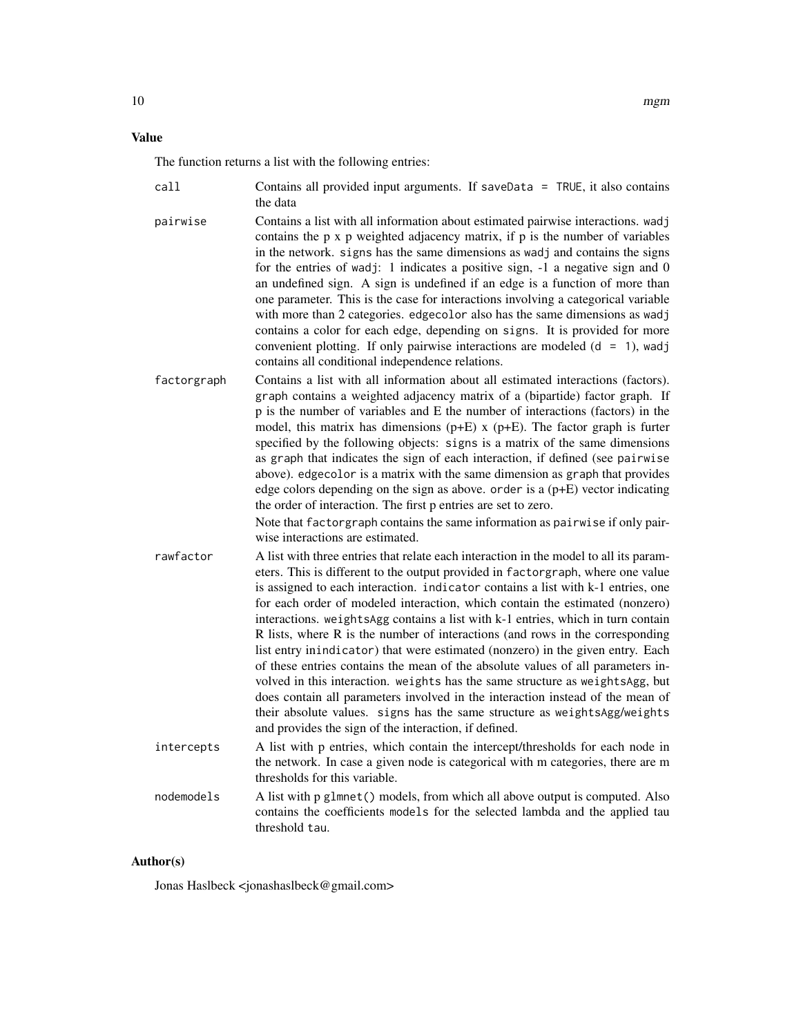## Value

The function returns a list with the following entries:

`call`
: Contains all provided input arguments. If `saveData = TRUE`, it also contains the data

`pairwise`
: Contains a list with all information about estimated pairwise interactions. `wadj` contains the p x p weighted adjacency matrix, if p is the number of variables in the network. `signs` has the same dimensions as `wadj` and contains the signs for the entries of `wadj`: 1 indicates a positive sign, -1 a negative sign and 0 an undefined sign. A sign is undefined if an edge is a function of more than one parameter. This is the case for interactions involving a categorical variable with more than 2 categories. `edgecolor` also has the same dimensions as `wadj` contains a color for each edge, depending on `signs`. It is provided for more convenient plotting. If only pairwise interactions are modeled (`d = 1`), `wadj` contains all conditional independence relations.

`factorgraph`
: Contains a list with all information about all estimated interactions (factors). `graph` contains a weighted adjacency matrix of a (bipartide) factor graph. If p is the number of variables and E the number of interactions (factors) in the model, this matrix has dimensions (p+E) x (p+E). The factor graph is furter specified by the following objects: `signs` is a matrix of the same dimensions as `graph` that indicates the sign of each interaction, if defined (see `pairwise` above). `edgecolor` is a matrix with the same dimension as `graph` that provides edge colors depending on the sign as above. `order` is a (p+E) vector indicating the order of interaction. The first p entries are set to zero.

  Note that `factorgraph` contains the same information as `pairwise` if only pairwise interactions are estimated.

`rawfactor`
: A list with three entries that relate each interaction in the model to all its parameters. This is different to the output provided in `factorgraph`, where one value is assigned to each interaction. `indicator` contains a list with k-1 entries, one for each order of modeled interaction, which contain the estimated (nonzero) interactions. `weightsAgg` contains a list with k-1 entries, which in turn contain R lists, where R is the number of interactions (and rows in the corresponding list entry in`indicator`) that were estimated (nonzero) in the given entry. Each of these entries contains the mean of the absolute values of all parameters involved in this interaction. `weights` has the same structure as `weightsAgg`, but does contain all parameters involved in the interaction instead of the mean of their absolute values. `signs` has the same structure as `weightsAgg/weights` and provides the sign of the interaction, if defined.

`intercepts`
: A list with p entries, which contain the intercept/thresholds for each node in the network. In case a given node is categorical with m categories, there are m thresholds for this variable.

`nodemodels`
: A list with p `glmnet()` models, from which all above output is computed. Also contains the coefficients `models` for the selected lambda and the applied tau threshold `tau`.

## Author(s)

Jonas Haslbeck <jonashaslbeck@gmail.com>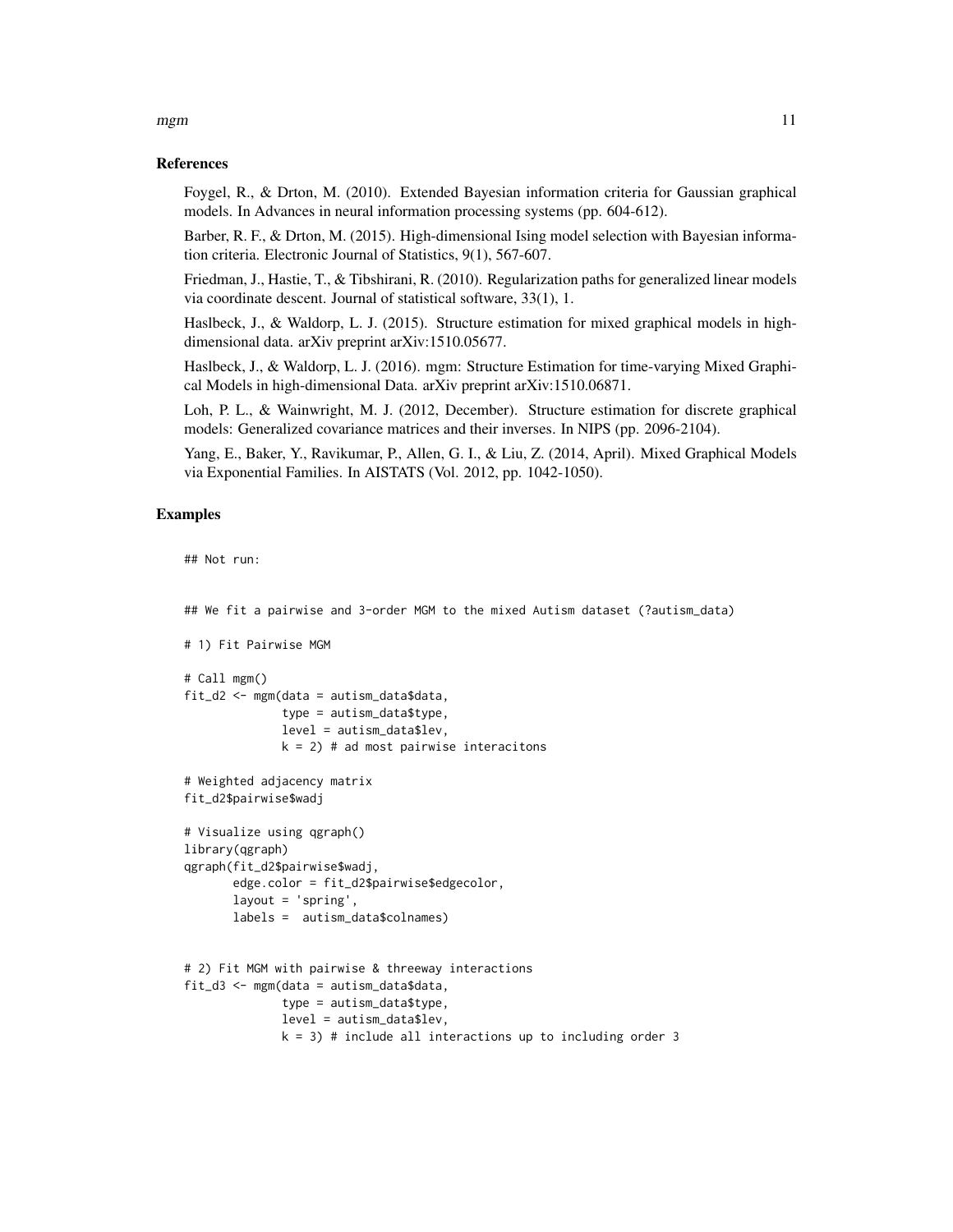### References

Foygel, R., & Drton, M. (2010). Extended Bayesian information criteria for Gaussian graphical models. In Advances in neural information processing systems (pp. 604-612).

Barber, R. F., & Drton, M. (2015). High-dimensional Ising model selection with Bayesian information criteria. Electronic Journal of Statistics, 9(1), 567-607.

Friedman, J., Hastie, T., & Tibshirani, R. (2010). Regularization paths for generalized linear models via coordinate descent. Journal of statistical software, 33(1), 1.

Haslbeck, J., & Waldorp, L. J. (2015). Structure estimation for mixed graphical models in high-dimensional data. arXiv preprint arXiv:1510.05677.

Haslbeck, J., & Waldorp, L. J. (2016). mgm: Structure Estimation for time-varying Mixed Graphical Models in high-dimensional Data. arXiv preprint arXiv:1510.06871.

Loh, P. L., & Wainwright, M. J. (2012, December). Structure estimation for discrete graphical models: Generalized covariance matrices and their inverses. In NIPS (pp. 2096-2104).

Yang, E., Baker, Y., Ravikumar, P., Allen, G. I., & Liu, Z. (2014, April). Mixed Graphical Models via Exponential Families. In AISTATS (Vol. 2012, pp. 1042-1050).

### Examples

```
## Not run:


## We fit a pairwise and 3-order MGM to the mixed Autism dataset (?autism_data)

# 1) Fit Pairwise MGM

# Call mgm()
fit_d2 <- mgm(data = autism_data$data,
              type = autism_data$type,
              level = autism_data$lev,
              k = 2) # ad most pairwise interacitons

# Weighted adjacency matrix
fit_d2$pairwise$wadj

# Visualize using qgraph()
library(qgraph)
qgraph(fit_d2$pairwise$wadj,
       edge.color = fit_d2$pairwise$edgecolor,
       layout = 'spring',
       labels =  autism_data$colnames)


# 2) Fit MGM with pairwise & threeway interactions
fit_d3 <- mgm(data = autism_data$data,
              type = autism_data$type,
              level = autism_data$lev,
              k = 3) # include all interactions up to including order 3
```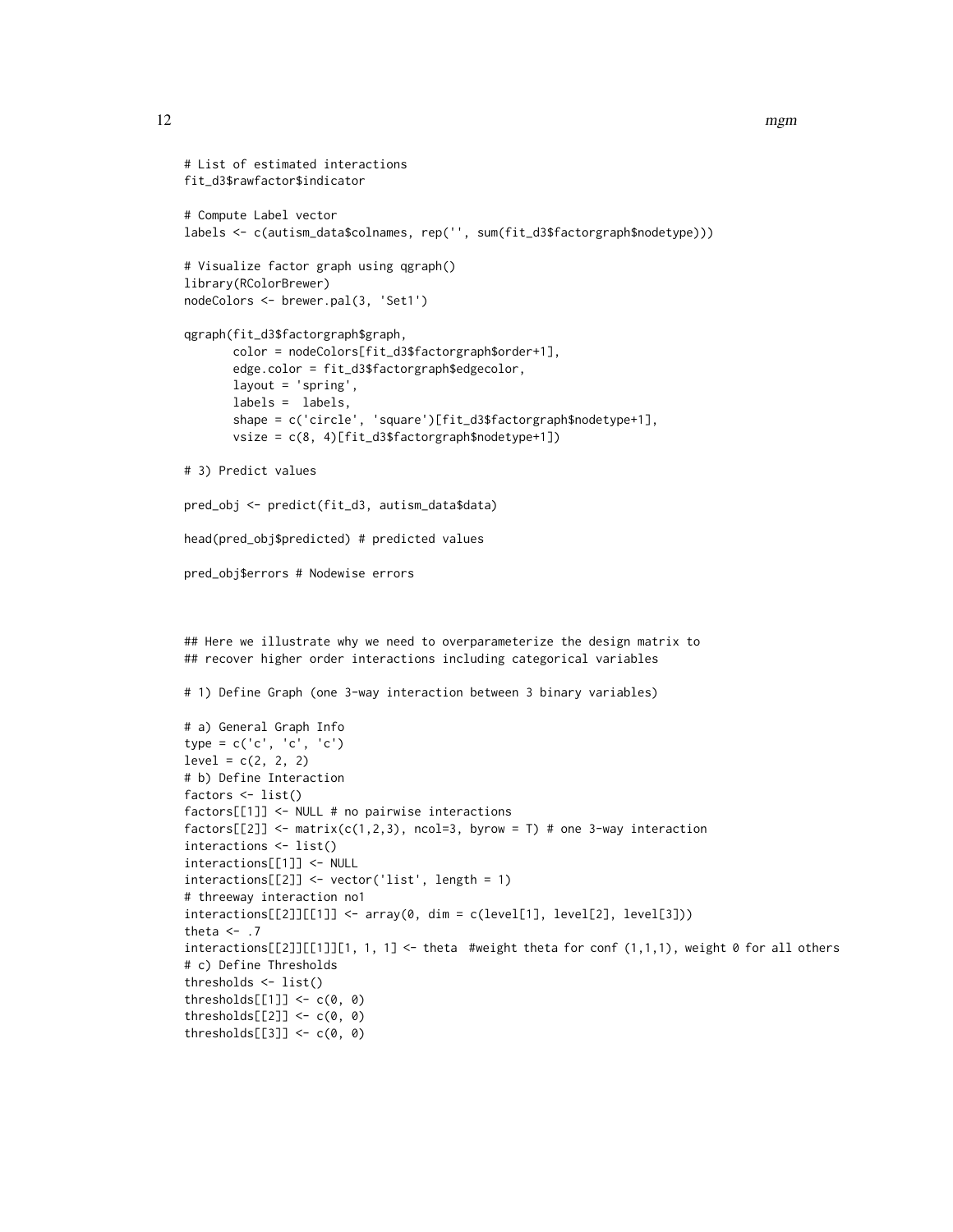```
# List of estimated interactions
fit_d3$rawfactor$indicator

# Compute Label vector
labels <- c(autism_data$colnames, rep('', sum(fit_d3$factorgraph$nodetype)))

# Visualize factor graph using qgraph()
library(RColorBrewer)
nodeColors <- brewer.pal(3, 'Set1')

qgraph(fit_d3$factorgraph$graph,
       color = nodeColors[fit_d3$factorgraph$order+1],
       edge.color = fit_d3$factorgraph$edgecolor,
       layout = 'spring',
       labels =  labels,
       shape = c('circle', 'square')[fit_d3$factorgraph$nodetype+1],
       vsize = c(8, 4)[fit_d3$factorgraph$nodetype+1])

# 3) Predict values

pred_obj <- predict(fit_d3, autism_data$data)

head(pred_obj$predicted) # predicted values

pred_obj$errors # Nodewise errors



## Here we illustrate why we need to overparameterize the design matrix to
## recover higher order interactions including categorical variables

# 1) Define Graph (one 3-way interaction between 3 binary variables)

# a) General Graph Info
type = c('c', 'c', 'c')
level = c(2, 2, 2)
# b) Define Interaction
factors <- list()
factors[[1]] <- NULL # no pairwise interactions
factors[[2]] <- matrix(c(1,2,3), ncol=3, byrow = T) # one 3-way interaction
interactions <- list()
interactions[[1]] <- NULL
interactions[[2]] <- vector('list', length = 1)
# threeway interaction no1
interactions[[2]][[1]] <- array(0, dim = c(level[1], level[2], level[3]))
theta <- .7
interactions[[2]][[1]][1, 1, 1] <- theta  #weight theta for conf (1,1,1), weight 0 for all others
# c) Define Thresholds
thresholds <- list()
thresholds[[1]] <- c(0, 0)
thresholds[[2]] <- c(0, 0)
thresholds[[3]] <- c(0, 0)
```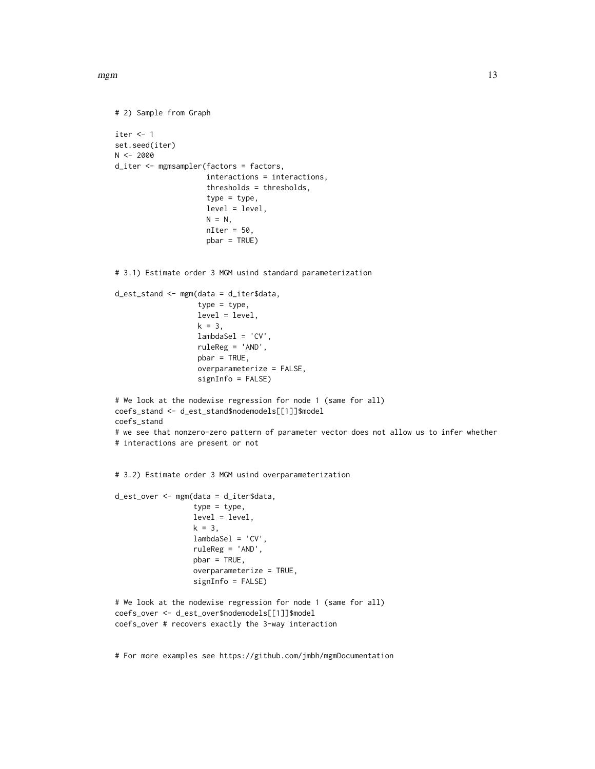```
# 2) Sample from Graph

iter <- 1
set.seed(iter)
N <- 2000
d_iter <- mgmsampler(factors = factors,
                     interactions = interactions,
                     thresholds = thresholds,
                     type = type,
                     level = level,
                     N = N,
                     nIter = 50,
                     pbar = TRUE)


# 3.1) Estimate order 3 MGM usind standard parameterization

d_est_stand <- mgm(data = d_iter$data,
                   type = type,
                   level = level,
                   k = 3,
                   lambdaSel = 'CV',
                   ruleReg = 'AND',
                   pbar = TRUE,
                   overparameterize = FALSE,
                   signInfo = FALSE)

# We look at the nodewise regression for node 1 (same for all)
coefs_stand <- d_est_stand$nodemodels[[1]]$model
coefs_stand
# we see that nonzero-zero pattern of parameter vector does not allow us to infer whether
# interactions are present or not


# 3.2) Estimate order 3 MGM usind overparameterization

d_est_over <- mgm(data = d_iter$data,
                  type = type,
                  level = level,
                  k = 3,
                  lambdaSel = 'CV',
                  ruleReg = 'AND',
                  pbar = TRUE,
                  overparameterize = TRUE,
                  signInfo = FALSE)

# We look at the nodewise regression for node 1 (same for all)
coefs_over <- d_est_over$nodemodels[[1]]$model
coefs_over # recovers exactly the 3-way interaction


# For more examples see https://github.com/jmbh/mgmDocumentation
```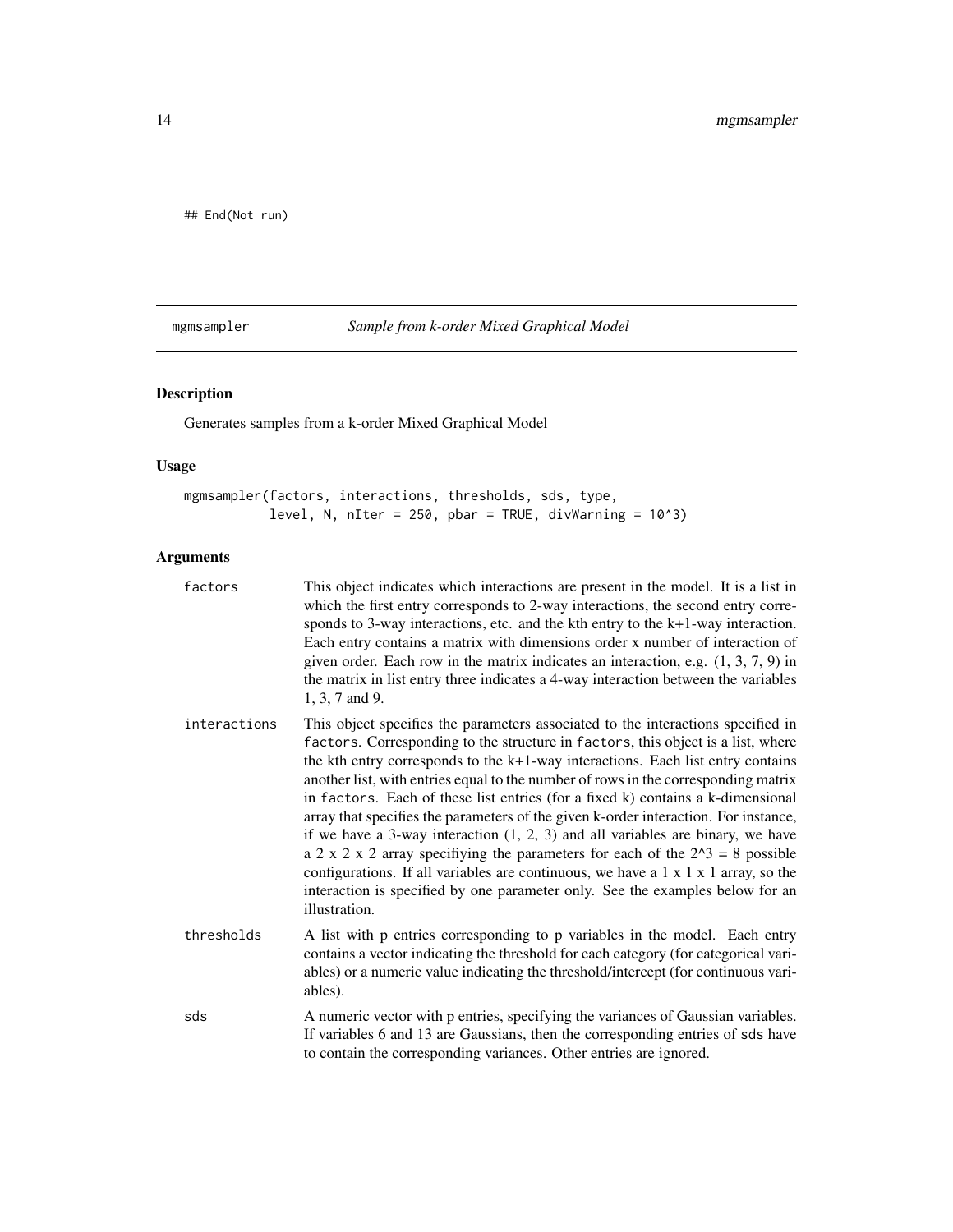```
## End(Not run)
```

## mgmsampler *Sample from k-order Mixed Graphical Model*

### Description

Generates samples from a k-order Mixed Graphical Model

### Usage

```
mgmsampler(factors, interactions, thresholds, sds, type,
           level, N, nIter = 250, pbar = TRUE, divWarning = 10^3)
```

### Arguments

`factors` This object indicates which interactions are present in the model. It is a list in which the first entry corresponds to 2-way interactions, the second entry corresponds to 3-way interactions, etc. and the kth entry to the k+1-way interaction. Each entry contains a matrix with dimensions order x number of interaction of given order. Each row in the matrix indicates an interaction, e.g. (1, 3, 7, 9) in the matrix in list entry three indicates a 4-way interaction between the variables 1, 3, 7 and 9.

`interactions` This object specifies the parameters associated to the interactions specified in `factors`. Corresponding to the structure in `factors`, this object is a list, where the kth entry corresponds to the k+1-way interactions. Each list entry contains another list, with entries equal to the number of rows in the corresponding matrix in `factors`. Each of these list entries (for a fixed k) contains a k-dimensional array that specifies the parameters of the given k-order interaction. For instance, if we have a 3-way interaction (1, 2, 3) and all variables are binary, we have a 2 x 2 x 2 array specifiying the parameters for each of the 2^3 = 8 possible configurations. If all variables are continuous, we have a 1 x 1 x 1 array, so the interaction is specified by one parameter only. See the examples below for an illustration.

`thresholds` A list with p entries corresponding to p variables in the model. Each entry contains a vector indicating the threshold for each category (for categorical variables) or a numeric value indicating the threshold/intercept (for continuous variables).

`sds` A numeric vector with p entries, specifying the variances of Gaussian variables. If variables 6 and 13 are Gaussians, then the corresponding entries of `sds` have to contain the corresponding variances. Other entries are ignored.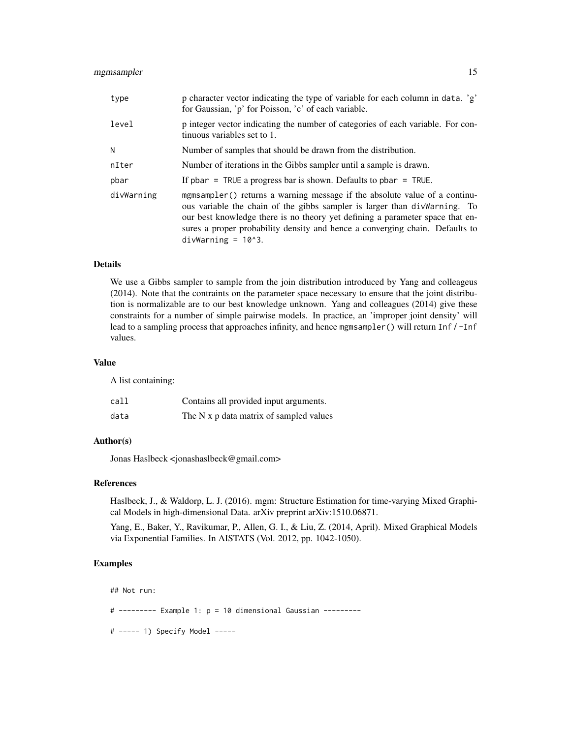| | |
|---|---|
| type | p character vector indicating the type of variable for each column in `data`. 'g' for Gaussian, 'p' for Poisson, 'c' of each variable. |
| level | p integer vector indicating the number of categories of each variable. For continuous variables set to 1. |
| N | Number of samples that should be drawn from the distribution. |
| nIter | Number of iterations in the Gibbs sampler until a sample is drawn. |
| pbar | If `pbar = TRUE` a progress bar is shown. Defaults to `pbar = TRUE`. |
| divWarning | `mgmsampler()` returns a warning message if the absolute value of a continuous variable the chain of the gibbs sampler is larger than `divWarning`. To our best knowledge there is no theory yet defining a parameter space that ensures a proper probability density and hence a converging chain. Defaults to `divWarning = 10^3`. |

### Details

We use a Gibbs sampler to sample from the join distribution introduced by Yang and colleageus (2014). Note that the contraints on the parameter space necessary to ensure that the joint distribution is normalizable are to our best knowledge unknown. Yang and colleagues (2014) give these constraints for a number of simple pairwise models. In practice, an 'improper joint density' will lead to a sampling process that approaches infinity, and hence `mgmsampler()` will return `Inf` / `-Inf` values.

### Value

A list containing:

| | |
|---|---|
| call | Contains all provided input arguments. |
| data | The N x p data matrix of sampled values |

### Author(s)

Jonas Haslbeck <jonashaslbeck@gmail.com>

### References

Haslbeck, J., & Waldorp, L. J. (2016). mgm: Structure Estimation for time-varying Mixed Graphical Models in high-dimensional Data. arXiv preprint arXiv:1510.06871.

Yang, E., Baker, Y., Ravikumar, P., Allen, G. I., & Liu, Z. (2014, April). Mixed Graphical Models via Exponential Families. In AISTATS (Vol. 2012, pp. 1042-1050).

### Examples

```
## Not run:

# --------- Example 1: p = 10 dimensional Gaussian ---------

# ----- 1) Specify Model -----
```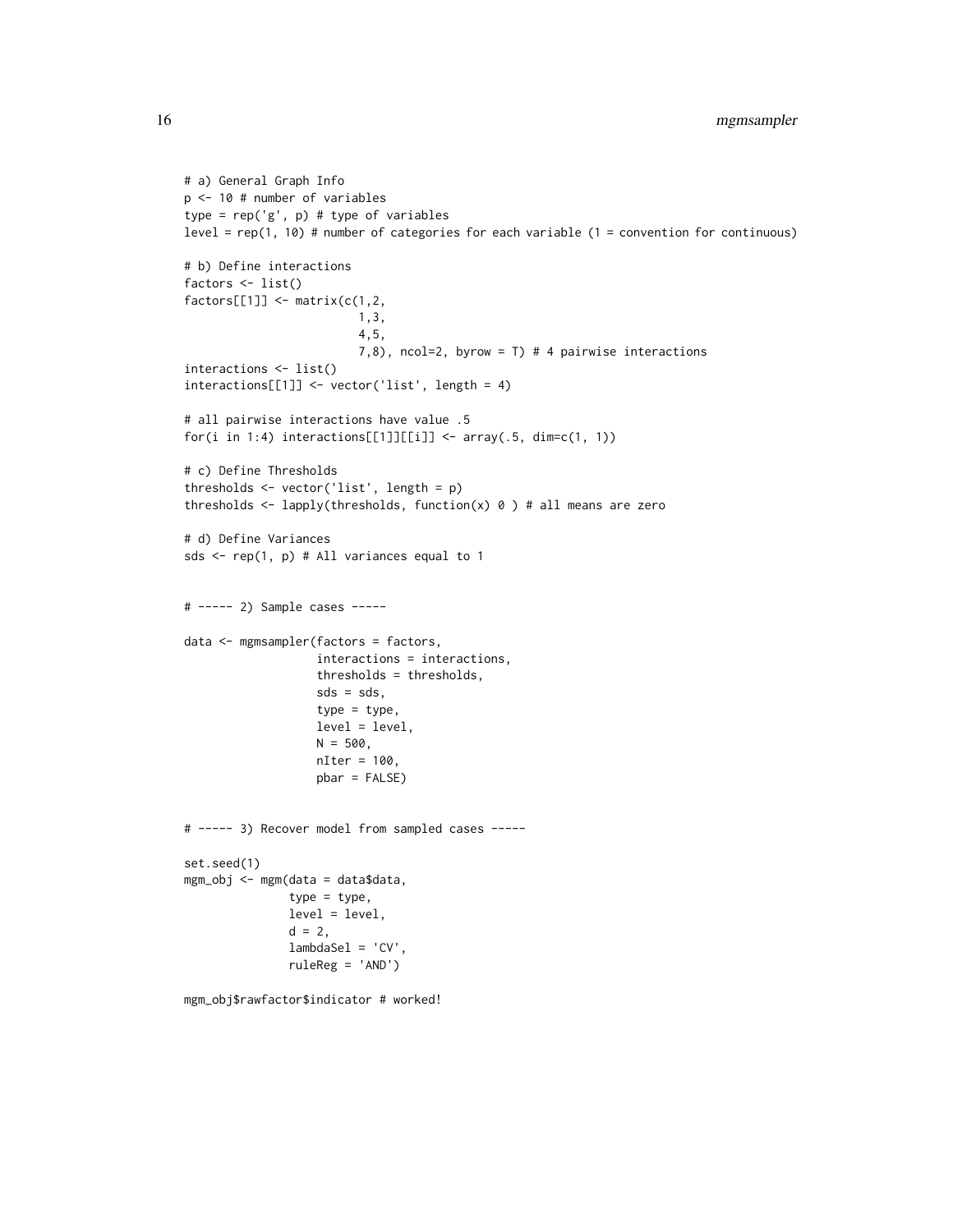```
# a) General Graph Info
p <- 10 # number of variables
type = rep('g', p) # type of variables
level = rep(1, 10) # number of categories for each variable (1 = convention for continuous)

# b) Define interactions
factors <- list()
factors[[1]] <- matrix(c(1,2,
                         1,3,
                         4,5,
                         7,8), ncol=2, byrow = T) # 4 pairwise interactions
interactions <- list()
interactions[[1]] <- vector('list', length = 4)

# all pairwise interactions have value .5
for(i in 1:4) interactions[[1]][[i]] <- array(.5, dim=c(1, 1))

# c) Define Thresholds
thresholds <- vector('list', length = p)
thresholds <- lapply(thresholds, function(x) 0 ) # all means are zero

# d) Define Variances
sds <- rep(1, p) # All variances equal to 1


# ----- 2) Sample cases -----

data <- mgmsampler(factors = factors,
                   interactions = interactions,
                   thresholds = thresholds,
                   sds = sds,
                   type = type,
                   level = level,
                   N = 500,
                   nIter = 100,
                   pbar = FALSE)


# ----- 3) Recover model from sampled cases -----

set.seed(1)
mgm_obj <- mgm(data = data$data,
               type = type,
               level = level,
               d = 2,
               lambdaSel = 'CV',
               ruleReg = 'AND')

mgm_obj$rawfactor$indicator # worked!
```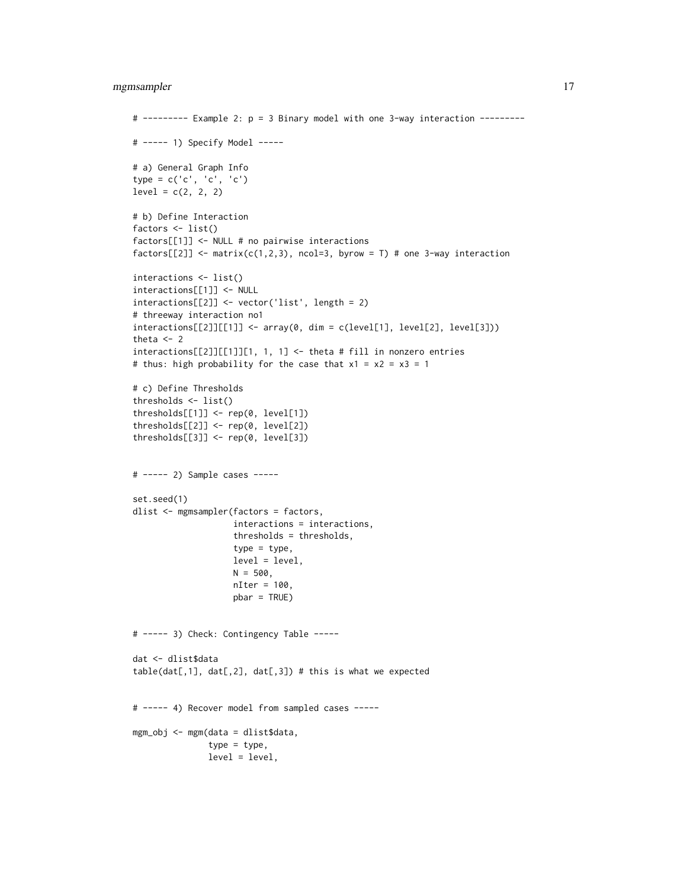```
# --------- Example 2: p = 3 Binary model with one 3-way interaction ---------

# ----- 1) Specify Model -----

# a) General Graph Info
type = c('c', 'c', 'c')
level = c(2, 2, 2)

# b) Define Interaction
factors <- list()
factors[[1]] <- NULL # no pairwise interactions
factors[[2]] <- matrix(c(1,2,3), ncol=3, byrow = T) # one 3-way interaction

interactions <- list()
interactions[[1]] <- NULL
interactions[[2]] <- vector('list', length = 2)
# threeway interaction no1
interactions[[2]][[1]] <- array(0, dim = c(level[1], level[2], level[3]))
theta <- 2
interactions[[2]][[1]][1, 1, 1] <- theta # fill in nonzero entries
# thus: high probability for the case that x1 = x2 = x3 = 1

# c) Define Thresholds
thresholds <- list()
thresholds[[1]] <- rep(0, level[1])
thresholds[[2]] <- rep(0, level[2])
thresholds[[3]] <- rep(0, level[3])


# ----- 2) Sample cases -----

set.seed(1)
dlist <- mgmsampler(factors = factors,
                    interactions = interactions,
                    thresholds = thresholds,
                    type = type,
                    level = level,
                    N = 500,
                    nIter = 100,
                    pbar = TRUE)


# ----- 3) Check: Contingency Table -----

dat <- dlist$data
table(dat[,1], dat[,2], dat[,3]) # this is what we expected


# ----- 4) Recover model from sampled cases -----

mgm_obj <- mgm(data = dlist$data,
               type = type,
               level = level,
```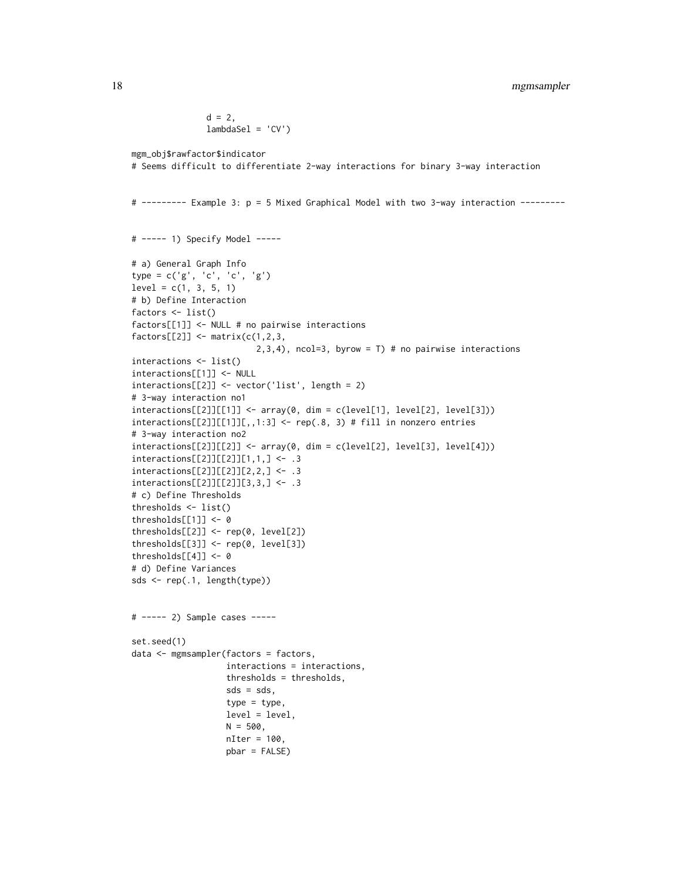```
                d = 2,
                lambdaSel = 'CV')

mgm_obj$rawfactor$indicator
# Seems difficult to differentiate 2-way interactions for binary 3-way interaction


# --------- Example 3: p = 5 Mixed Graphical Model with two 3-way interaction ---------


# ----- 1) Specify Model -----

# a) General Graph Info
type = c('g', 'c', 'c', 'g')
level = c(1, 3, 5, 1)
# b) Define Interaction
factors <- list()
factors[[1]] <- NULL # no pairwise interactions
factors[[2]] <- matrix(c(1,2,3,
                         2,3,4), ncol=3, byrow = T) # no pairwise interactions
interactions <- list()
interactions[[1]] <- NULL
interactions[[2]] <- vector('list', length = 2)
# 3-way interaction no1
interactions[[2]][[1]] <- array(0, dim = c(level[1], level[2], level[3]))
interactions[[2]][[1]][,,1:3] <- rep(.8, 3) # fill in nonzero entries
# 3-way interaction no2
interactions[[2]][[2]] <- array(0, dim = c(level[2], level[3], level[4]))
interactions[[2]][[2]][1,1,] <- .3
interactions[[2]][[2]][2,2,] <- .3
interactions[[2]][[2]][3,3,] <- .3
# c) Define Thresholds
thresholds <- list()
thresholds[[1]] <- 0
thresholds[[2]] <- rep(0, level[2])
thresholds[[3]] <- rep(0, level[3])
thresholds[[4]] <- 0
# d) Define Variances
sds <- rep(.1, length(type))


# ----- 2) Sample cases -----

set.seed(1)
data <- mgmsampler(factors = factors,
                   interactions = interactions,
                   thresholds = thresholds,
                   sds = sds,
                   type = type,
                   level = level,
                   N = 500,
                   nIter = 100,
                   pbar = FALSE)
```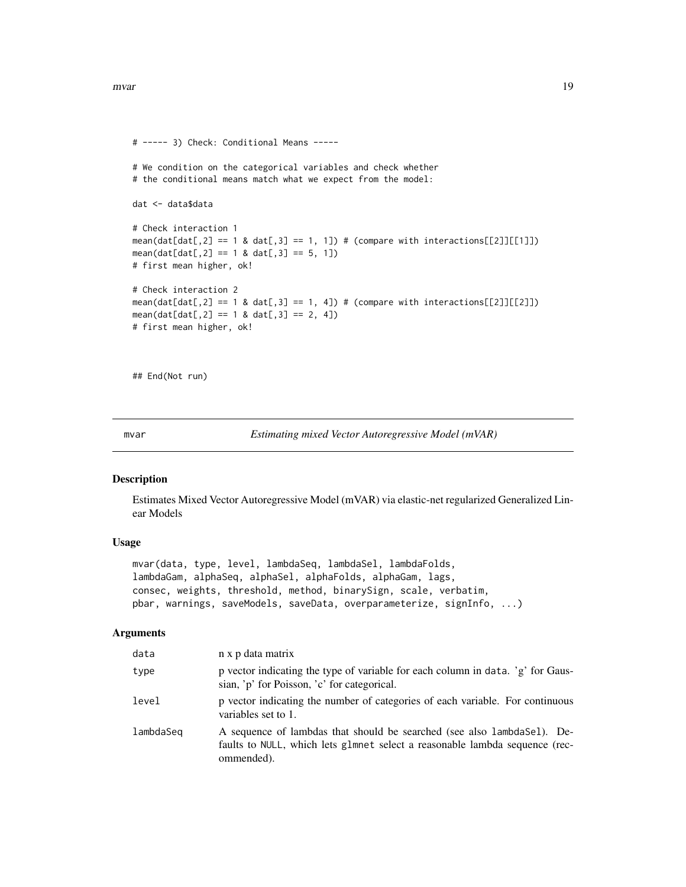```
# ----- 3) Check: Conditional Means -----

# We condition on the categorical variables and check whether
# the conditional means match what we expect from the model:

dat <- data$data

# Check interaction 1
mean(dat[dat[,2] == 1 & dat[,3] == 1, 1]) # (compare with interactions[[2]][[1]])
mean(dat[dat[,2] == 1 & dat[,3] == 5, 1])
# first mean higher, ok!

# Check interaction 2
mean(dat[dat[,2] == 1 & dat[,3] == 1, 4]) # (compare with interactions[[2]][[2]])
mean(dat[dat[,2] == 1 & dat[,3] == 2, 4])
# first mean higher, ok!


## End(Not run)
```

# mvar — *Estimating mixed Vector Autoregressive Model (mVAR)*

## Description

Estimates Mixed Vector Autoregressive Model (mVAR) via elastic-net regularized Generalized Linear Models

## Usage

```
mvar(data, type, level, lambdaSeq, lambdaSel, lambdaFolds,
lambdaGam, alphaSeq, alphaSel, alphaFolds, alphaGam, lags,
consec, weights, threshold, method, binarySign, scale, verbatim,
pbar, warnings, saveModels, saveData, overparameterize, signInfo, ...)
```

## Arguments

| | |
|---|---|
| `data` | n x p data matrix |
| `type` | p vector indicating the type of variable for each column in `data`. 'g' for Gaussian, 'p' for Poisson, 'c' for categorical. |
| `level` | p vector indicating the number of categories of each variable. For continuous variables set to 1. |
| `lambdaSeq` | A sequence of lambdas that should be searched (see also `lambdaSel`). Defaults to `NULL`, which lets `glmnet` select a reasonable lambda sequence (recommended). |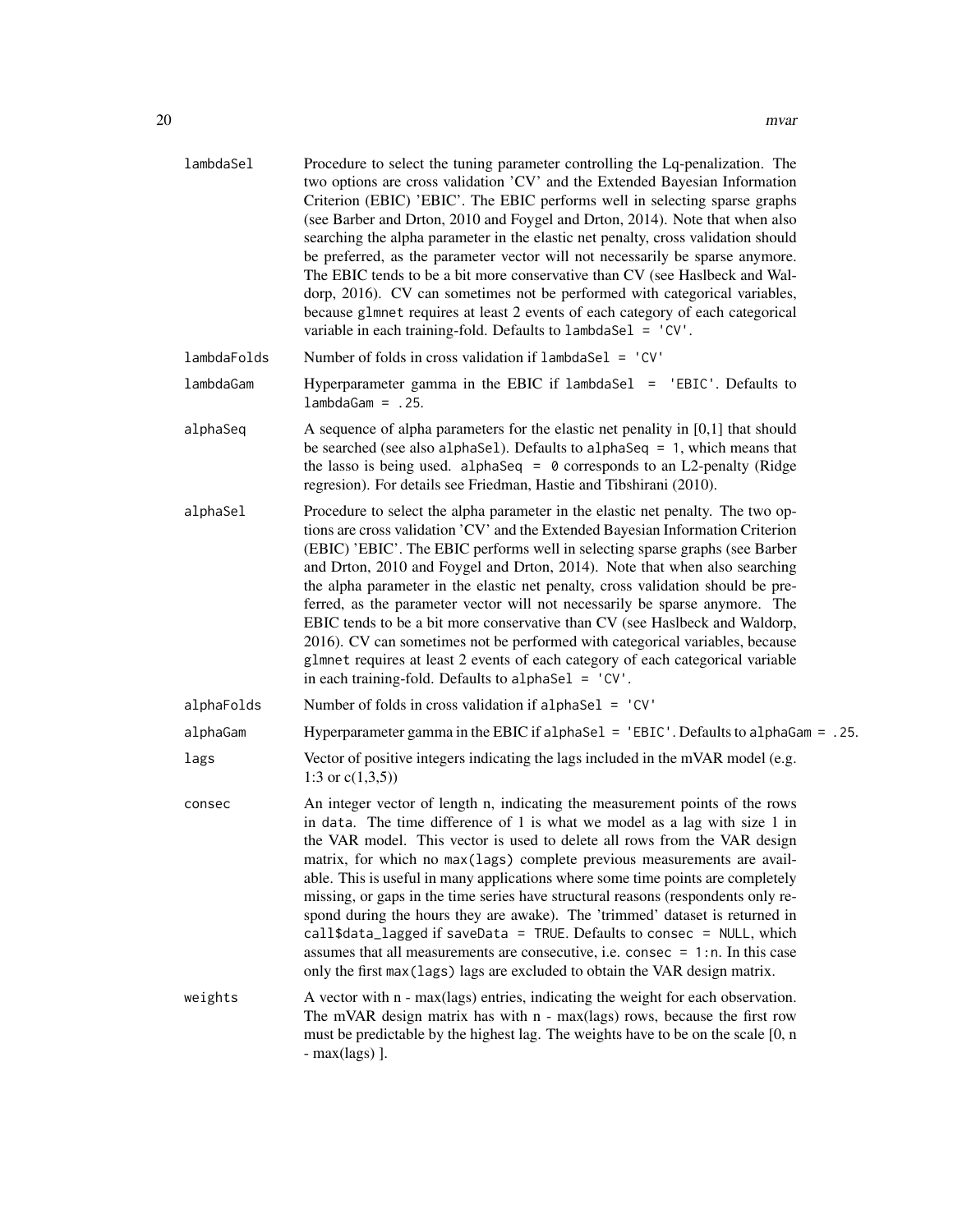| | |
|---|---|
| `lambdaSel` | Procedure to select the tuning parameter controlling the Lq-penalization. The two options are cross validation 'CV' and the Extended Bayesian Information Criterion (EBIC) 'EBIC'. The EBIC performs well in selecting sparse graphs (see Barber and Drton, 2010 and Foygel and Drton, 2014). Note that when also searching the alpha parameter in the elastic net penalty, cross validation should be preferred, as the parameter vector will not necessarily be sparse anymore. The EBIC tends to be a bit more conservative than CV (see Haslbeck and Waldorp, 2016). CV can sometimes not be performed with categorical variables, because `glmnet` requires at least 2 events of each category of each categorical variable in each training-fold. Defaults to `lambdaSel = 'CV'`. |
| `lambdaFolds` | Number of folds in cross validation if `lambdaSel = 'CV'` |
| `lambdaGam` | Hyperparameter gamma in the EBIC if `lambdaSel = 'EBIC'`. Defaults to `lambdaGam = .25`. |
| `alphaSeq` | A sequence of alpha parameters for the elastic net penality in [0,1] that should be searched (see also `alphaSel`). Defaults to `alphaSeq = 1`, which means that the lasso is being used. `alphaSeq = 0` corresponds to an L2-penalty (Ridge regresion). For details see Friedman, Hastie and Tibshirani (2010). |
| `alphaSel` | Procedure to select the alpha parameter in the elastic net penalty. The two options are cross validation 'CV' and the Extended Bayesian Information Criterion (EBIC) 'EBIC'. The EBIC performs well in selecting sparse graphs (see Barber and Drton, 2010 and Foygel and Drton, 2014). Note that when also searching the alpha parameter in the elastic net penalty, cross validation should be preferred, as the parameter vector will not necessarily be sparse anymore. The EBIC tends to be a bit more conservative than CV (see Haslbeck and Waldorp, 2016). CV can sometimes not be performed with categorical variables, because `glmnet` requires at least 2 events of each category of each categorical variable in each training-fold. Defaults to `alphaSel = 'CV'`. |
| `alphaFolds` | Number of folds in cross validation if `alphaSel = 'CV'` |
| `alphaGam` | Hyperparameter gamma in the EBIC if `alphaSel = 'EBIC'`. Defaults to `alphaGam = .25`. |
| `lags` | Vector of positive integers indicating the lags included in the mVAR model (e.g. 1:3 or c(1,3,5)) |
| `consec` | An integer vector of length n, indicating the measurement points of the rows in `data`. The time difference of 1 is what we model as a lag with size 1 in the VAR model. This vector is used to delete all rows from the VAR design matrix, for which no `max(lags)` complete previous measurements are available. This is useful in many applications where some time points are completely missing, or gaps in the time series have structural reasons (respondents only respond during the hours they are awake). The 'trimmed' dataset is returned in `call$data_lagged` if `saveData = TRUE`. Defaults to `consec = NULL`, which assumes that all measurements are consecutive, i.e. `consec = 1:n`. In this case only the first `max(lags)` lags are excluded to obtain the VAR design matrix. |
| `weights` | A vector with n - max(lags) entries, indicating the weight for each observation. The mVAR design matrix has with n - max(lags) rows, because the first row must be predictable by the highest lag. The weights have to be on the scale [0, n - max(lags) ]. |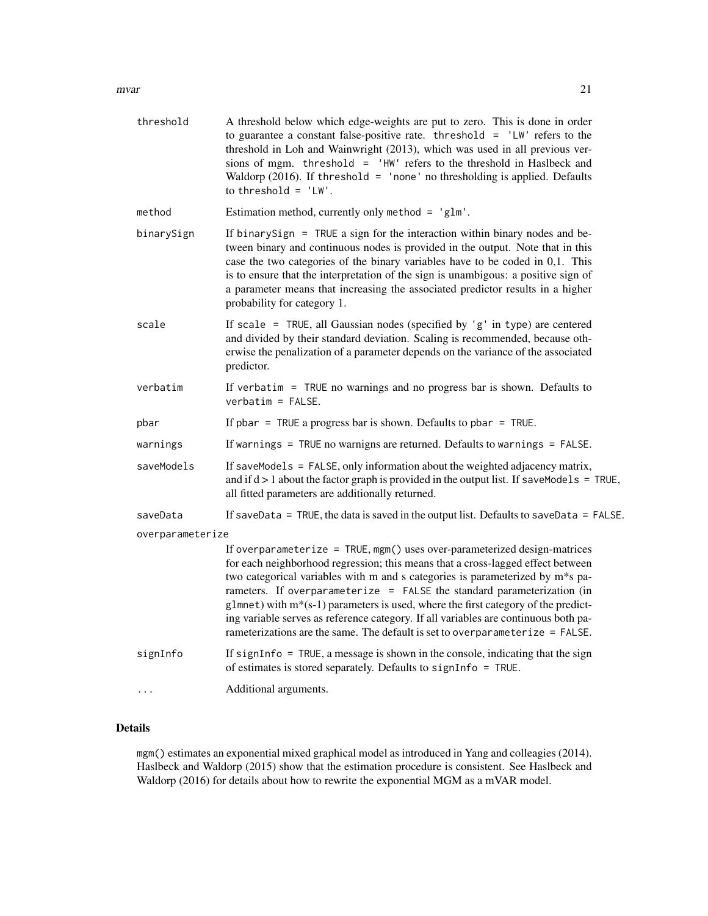| | |
|---|---|
| `threshold` | A threshold below which edge-weights are put to zero. This is done in order to guarantee a constant false-positive rate. `threshold = 'LW'` refers to the threshold in Loh and Wainwright (2013), which was used in all previous versions of mgm. `threshold = 'HW'` refers to the threshold in Haslbeck and Waldorp (2016). If `threshold = 'none'` no thresholding is applied. Defaults to `threshold = 'LW'`. |
| `method` | Estimation method, currently only `method = 'glm'`. |
| `binarySign` | If `binarySign = TRUE` a sign for the interaction within binary nodes and between binary and continuous nodes is provided in the output. Note that in this case the two categories of the binary variables have to be coded in 0,1. This is to ensure that the interpretation of the sign is unambigous: a positive sign of a parameter means that increasing the associated predictor results in a higher probability for category 1. |
| `scale` | If `scale = TRUE`, all Gaussian nodes (specified by `'g'` in type) are centered and divided by their standard deviation. Scaling is recommended, because otherwise the penalization of a parameter depends on the variance of the associated predictor. |
| `verbatim` | If `verbatim = TRUE` no warnings and no progress bar is shown. Defaults to `verbatim = FALSE`. |
| `pbar` | If `pbar = TRUE` a progress bar is shown. Defaults to `pbar = TRUE`. |
| `warnings` | If `warnings = TRUE` no warnigns are returned. Defaults to `warnings = FALSE`. |
| `saveModels` | If `saveModels = FALSE`, only information about the weighted adjacency matrix, and if $d > 1$ about the factor graph is provided in the output list. If `saveModels = TRUE`, all fitted parameters are additionally returned. |
| `saveData` | If `saveData = TRUE`, the data is saved in the output list. Defaults to `saveData = FALSE`. |
| `overparameterize` | If `overparameterize = TRUE`, `mgm()` uses over-parameterized design-matrices for each neighborhood regression; this means that a cross-lagged effect between two categorical variables with m and s categories is parameterized by m*s parameters. If `overparameterize = FALSE` the standard parameterization (in `glmnet`) with m*(s-1) parameters is used, where the first category of the predicting variable serves as reference category. If all variables are continuous both parameterizations are the same. The default is set to `overparameterize = FALSE`. |
| `signInfo` | If `signInfo = TRUE`, a message is shown in the console, indicating that the sign of estimates is stored separately. Defaults to `signInfo = TRUE`. |
| `...` | Additional arguments. |

## Details

`mgm()` estimates an exponential mixed graphical model as introduced in Yang and colleagies (2014). Haslbeck and Waldorp (2015) show that the estimation procedure is consistent. See Haslbeck and Waldorp (2016) for details about how to rewrite the exponential MGM as a mVAR model.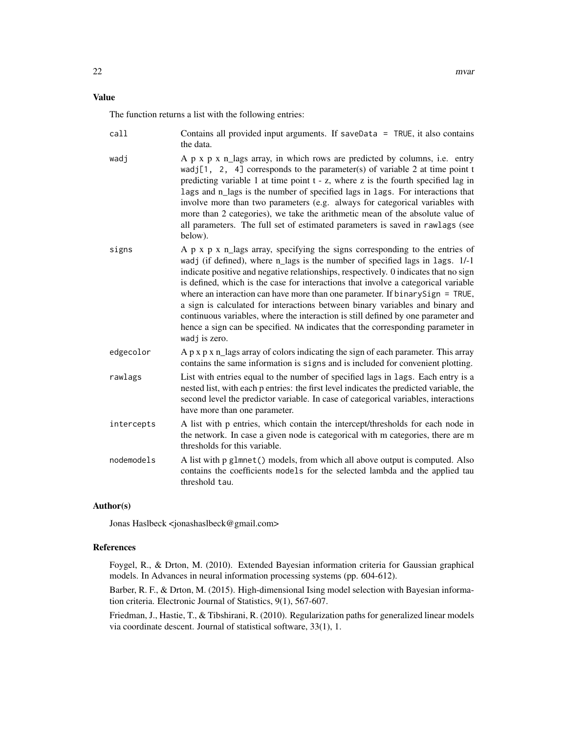## Value

The function returns a list with the following entries:

- `call` — Contains all provided input arguments. If `saveData = TRUE`, it also contains the data.
- `wadj` — A p x p x n_lags array, in which rows are predicted by columns, i.e. entry `wadj[1, 2, 4]` corresponds to the parameter(s) of variable 2 at time point t predicting variable 1 at time point t - z, where z is the fourth specified lag in `lags` and n_lags is the number of specified lags in `lags`. For interactions that involve more than two parameters (e.g. always for categorical variables with more than 2 categories), we take the arithmetic mean of the absolute value of all parameters. The full set of estimated parameters is saved in `rawlags` (see below).
- `signs` — A p x p x n_lags array, specifying the signs corresponding to the entries of `wadj` (if defined), where n_lags is the number of specified lags in `lags`. 1/-1 indicate positive and negative relationships, respectively. 0 indicates that no sign is defined, which is the case for interactions that involve a categorical variable where an interaction can have more than one parameter. If `binarySign = TRUE`, a sign is calculated for interactions between binary variables and binary and continuous variables, where the interaction is still defined by one parameter and hence a sign can be specified. `NA` indicates that the corresponding parameter in `wadj` is zero.
- `edgecolor` — A p x p x n_lags array of colors indicating the sign of each parameter. This array contains the same information is `signs` and is included for convenient plotting.
- `rawlags` — List with entries equal to the number of specified lags in `lags`. Each entry is a nested list, with each p entries: the first level indicates the predicted variable, the second level the predictor variable. In case of categorical variables, interactions have more than one parameter.
- `intercepts` — A list with p entries, which contain the intercept/thresholds for each node in the network. In case a given node is categorical with m categories, there are m thresholds for this variable.
- `nodemodels` — A list with p `glmnet()` models, from which all above output is computed. Also contains the coefficients `models` for the selected lambda and the applied tau threshold `tau`.

## Author(s)

Jonas Haslbeck <jonashaslbeck@gmail.com>

## References

Foygel, R., & Drton, M. (2010). Extended Bayesian information criteria for Gaussian graphical models. In Advances in neural information processing systems (pp. 604-612).

Barber, R. F., & Drton, M. (2015). High-dimensional Ising model selection with Bayesian information criteria. Electronic Journal of Statistics, 9(1), 567-607.

Friedman, J., Hastie, T., & Tibshirani, R. (2010). Regularization paths for generalized linear models via coordinate descent. Journal of statistical software, 33(1), 1.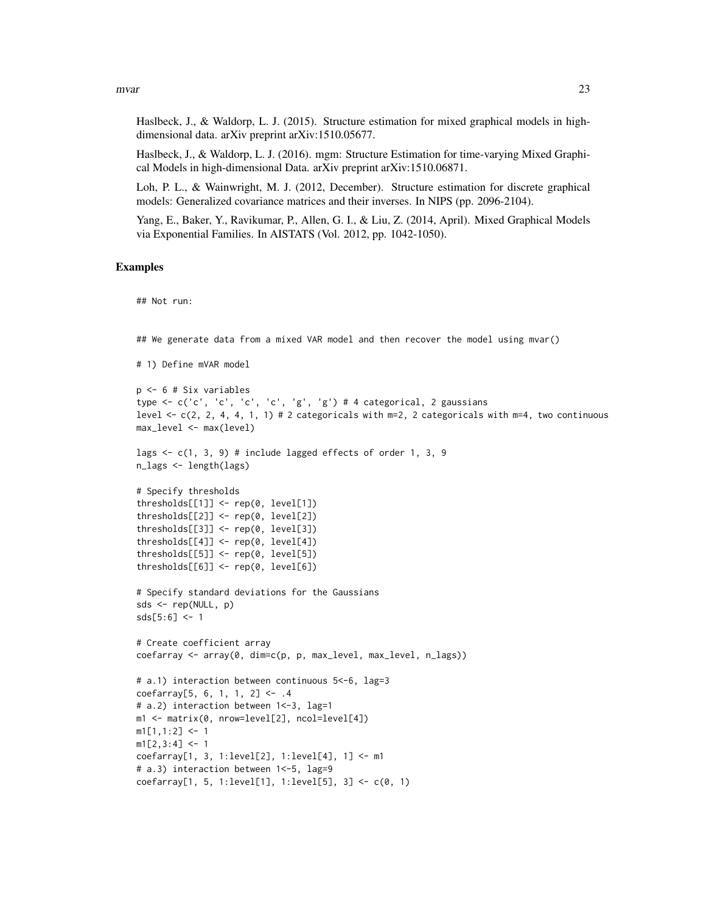Haslbeck, J., & Waldorp, L. J. (2015). Structure estimation for mixed graphical models in high-dimensional data. arXiv preprint arXiv:1510.05677.

Haslbeck, J., & Waldorp, L. J. (2016). mgm: Structure Estimation for time-varying Mixed Graphical Models in high-dimensional Data. arXiv preprint arXiv:1510.06871.

Loh, P. L., & Wainwright, M. J. (2012, December). Structure estimation for discrete graphical models: Generalized covariance matrices and their inverses. In NIPS (pp. 2096-2104).

Yang, E., Baker, Y., Ravikumar, P., Allen, G. I., & Liu, Z. (2014, April). Mixed Graphical Models via Exponential Families. In AISTATS (Vol. 2012, pp. 1042-1050).

## Examples

```
## Not run:


## We generate data from a mixed VAR model and then recover the model using mvar()

# 1) Define mVAR model

p <- 6 # Six variables
type <- c('c', 'c', 'c', 'c', 'g', 'g') # 4 categorical, 2 gaussians
level <- c(2, 2, 4, 4, 1, 1) # 2 categoricals with m=2, 2 categoricals with m=4, two continuous
max_level <- max(level)

lags <- c(1, 3, 9) # include lagged effects of order 1, 3, 9
n_lags <- length(lags)

# Specify thresholds
thresholds[[1]] <- rep(0, level[1])
thresholds[[2]] <- rep(0, level[2])
thresholds[[3]] <- rep(0, level[3])
thresholds[[4]] <- rep(0, level[4])
thresholds[[5]] <- rep(0, level[5])
thresholds[[6]] <- rep(0, level[6])

# Specify standard deviations for the Gaussians
sds <- rep(NULL, p)
sds[5:6] <- 1

# Create coefficient array
coefarray <- array(0, dim=c(p, p, max_level, max_level, n_lags))

# a.1) interaction between continuous 5<-6, lag=3
coefarray[5, 6, 1, 1, 2] <- .4
# a.2) interaction between 1<-3, lag=1
m1 <- matrix(0, nrow=level[2], ncol=level[4])
m1[1,1:2] <- 1
m1[2,3:4] <- 1
coefarray[1, 3, 1:level[2], 1:level[4], 1] <- m1
# a.3) interaction between 1<-5, lag=9
coefarray[1, 5, 1:level[1], 1:level[5], 3] <- c(0, 1)
```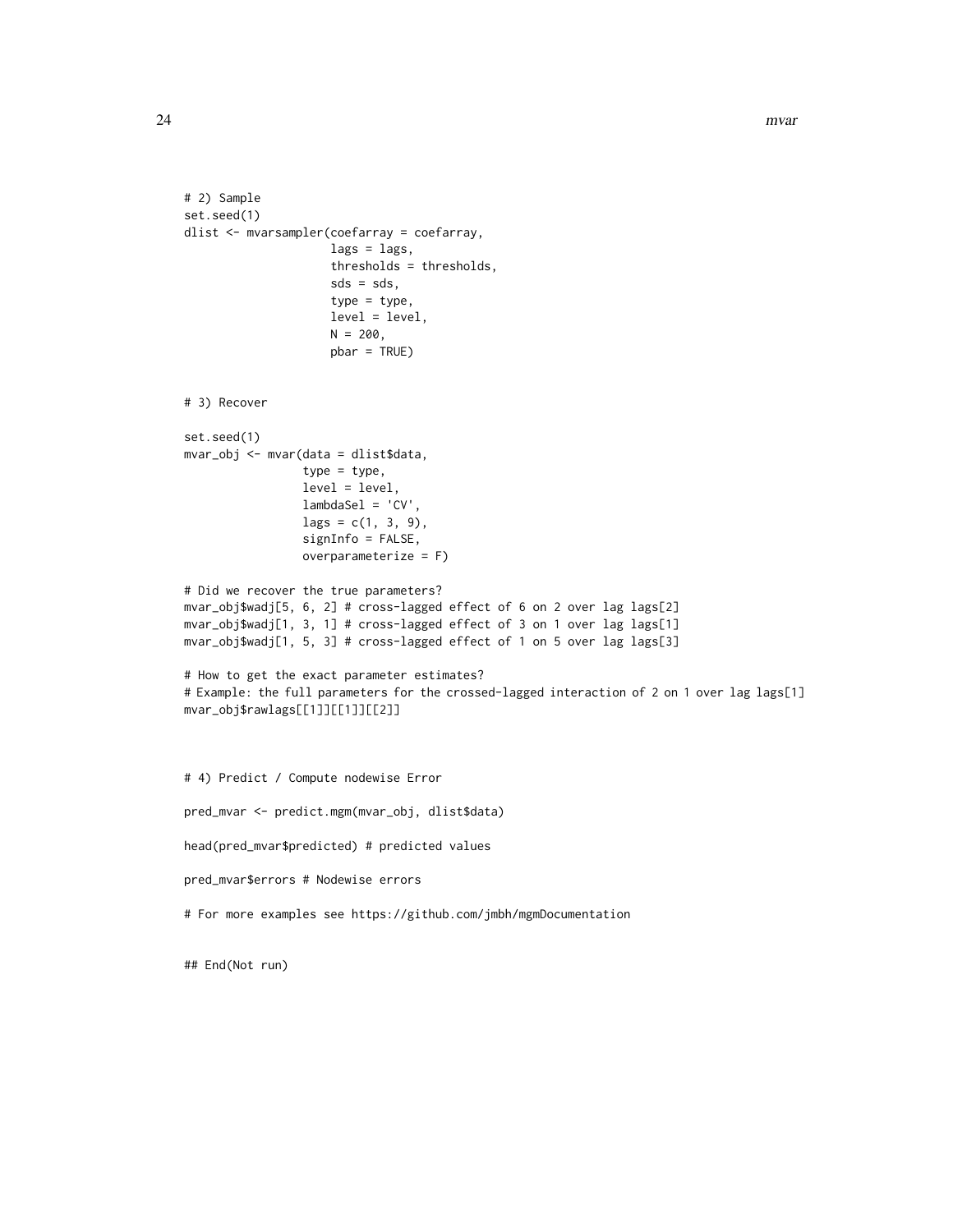```
# 2) Sample
set.seed(1)
dlist <- mvarsampler(coefarray = coefarray,
                     lags = lags,
                     thresholds = thresholds,
                     sds = sds,
                     type = type,
                     level = level,
                     N = 200,
                     pbar = TRUE)


# 3) Recover

set.seed(1)
mvar_obj <- mvar(data = dlist$data,
                 type = type,
                 level = level,
                 lambdaSel = 'CV',
                 lags = c(1, 3, 9),
                 signInfo = FALSE,
                 overparameterize = F)

# Did we recover the true parameters?
mvar_obj$wadj[5, 6, 2] # cross-lagged effect of 6 on 2 over lag lags[2]
mvar_obj$wadj[1, 3, 1] # cross-lagged effect of 3 on 1 over lag lags[1]
mvar_obj$wadj[1, 5, 3] # cross-lagged effect of 1 on 5 over lag lags[3]

# How to get the exact parameter estimates?
# Example: the full parameters for the crossed-lagged interaction of 2 on 1 over lag lags[1]
mvar_obj$rawlags[[1]][[1]][[2]]



# 4) Predict / Compute nodewise Error

pred_mvar <- predict.mgm(mvar_obj, dlist$data)

head(pred_mvar$predicted) # predicted values

pred_mvar$errors # Nodewise errors

# For more examples see https://github.com/jmbh/mgmDocumentation


## End(Not run)
```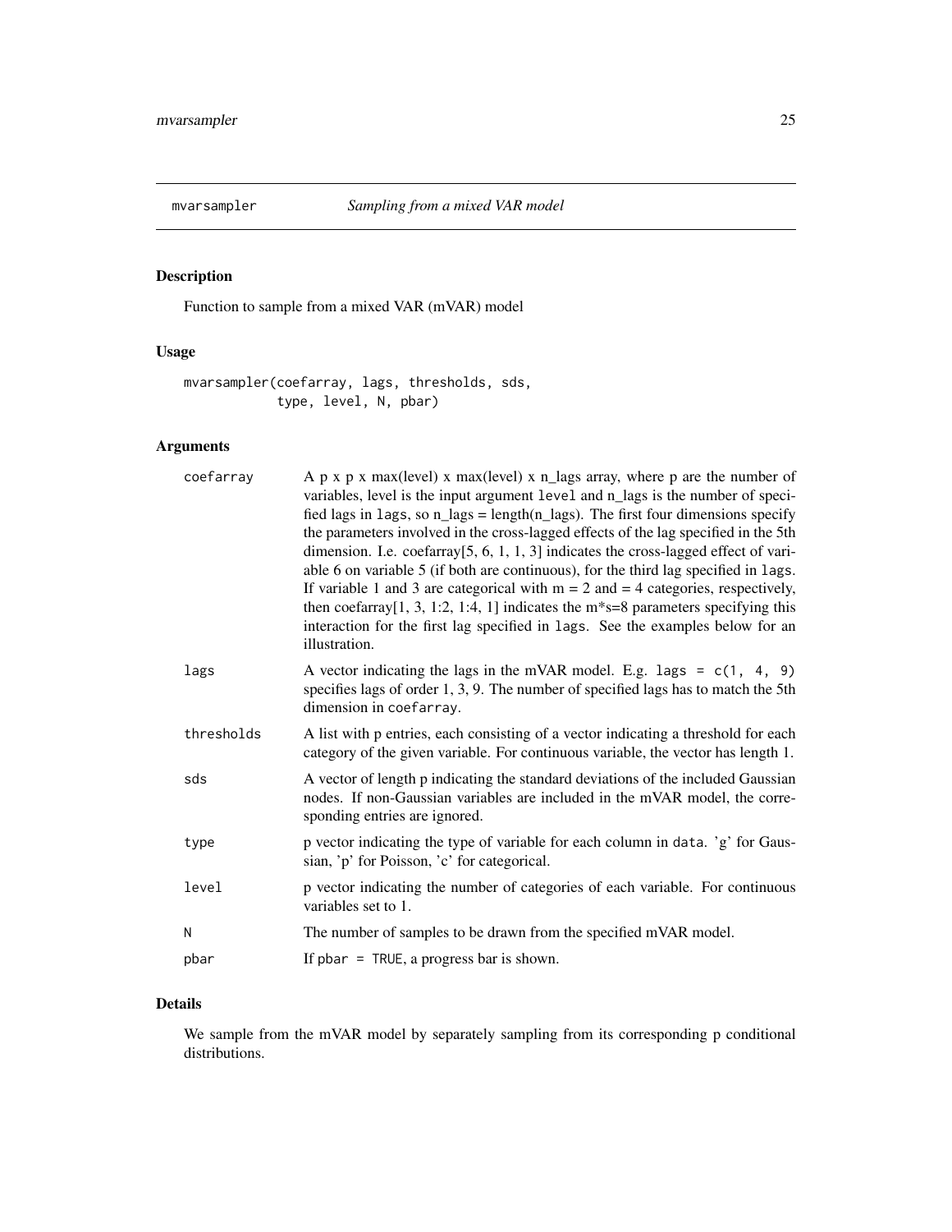## mvarsampler *Sampling from a mixed VAR model*

### Description

Function to sample from a mixed VAR (mVAR) model

### Usage

```
mvarsampler(coefarray, lags, thresholds, sds,
            type, level, N, pbar)
```

### Arguments

| | |
|---|---|
| coefarray | A p x p x max(level) x max(level) x n_lags array, where p are the number of variables, level is the input argument level and n_lags is the number of specified lags in lags, so n_lags = length(n_lags). The first four dimensions specify the parameters involved in the cross-lagged effects of the lag specified in the 5th dimension. I.e. coefarray[5, 6, 1, 1, 3] indicates the cross-lagged effect of variable 6 on variable 5 (if both are continuous), for the third lag specified in lags. If variable 1 and 3 are categorical with m = 2 and = 4 categories, respectively, then coefarray[1, 3, 1:2, 1:4, 1] indicates the m*s=8 parameters specifying this interaction for the first lag specified in lags. See the examples below for an illustration. |
| lags | A vector indicating the lags in the mVAR model. E.g. lags = c(1, 4, 9) specifies lags of order 1, 3, 9. The number of specified lags has to match the 5th dimension in coefarray. |
| thresholds | A list with p entries, each consisting of a vector indicating a threshold for each category of the given variable. For continuous variable, the vector has length 1. |
| sds | A vector of length p indicating the standard deviations of the included Gaussian nodes. If non-Gaussian variables are included in the mVAR model, the corresponding entries are ignored. |
| type | p vector indicating the type of variable for each column in data. 'g' for Gaussian, 'p' for Poisson, 'c' for categorical. |
| level | p vector indicating the number of categories of each variable. For continuous variables set to 1. |
| N | The number of samples to be drawn from the specified mVAR model. |
| pbar | If pbar = TRUE, a progress bar is shown. |

### Details

We sample from the mVAR model by separately sampling from its corresponding p conditional distributions.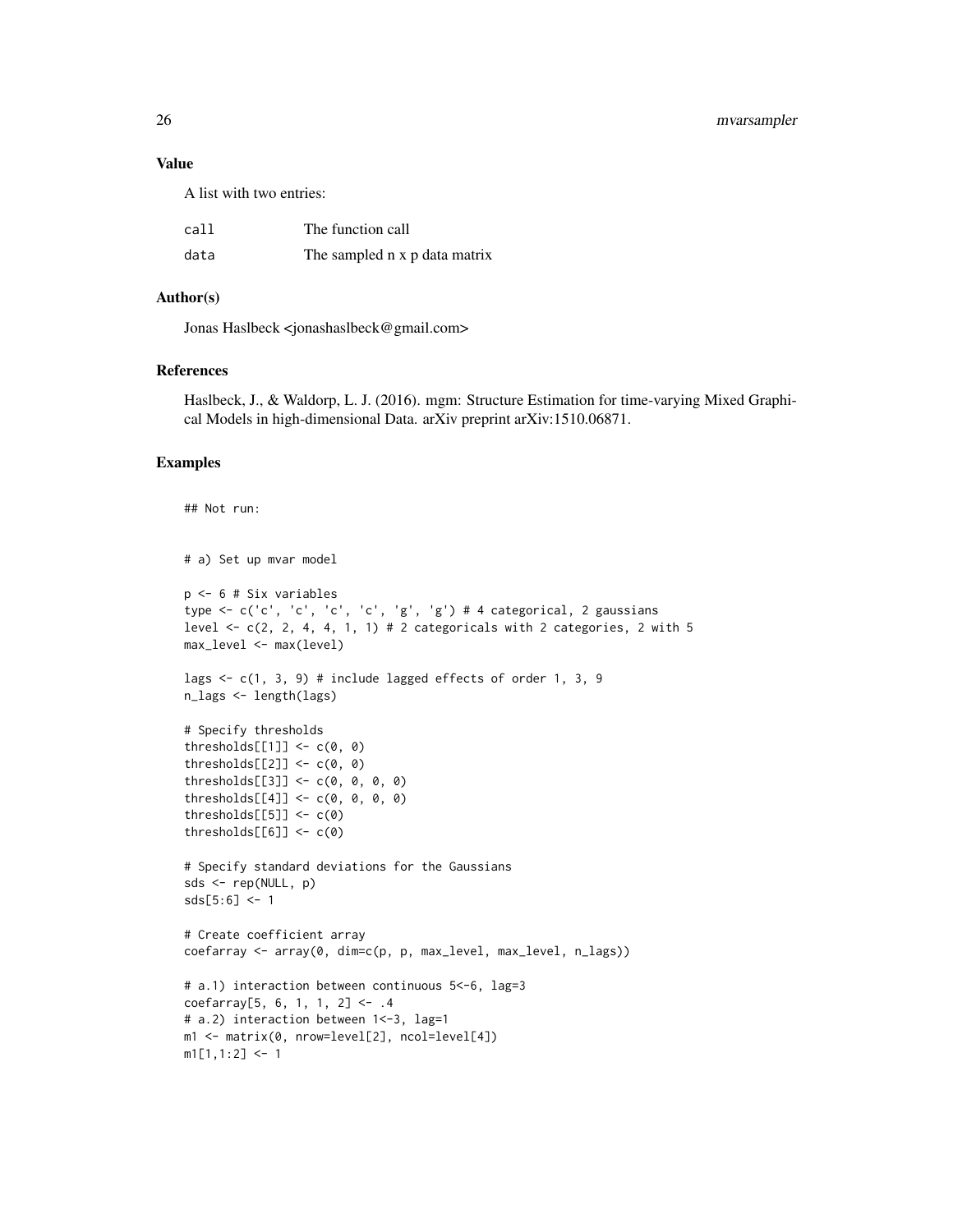## Value

A list with two entries:

| | |
|---|---|
| call | The function call |
| data | The sampled n x p data matrix |

## Author(s)

Jonas Haslbeck <jonashaslbeck@gmail.com>

## References

Haslbeck, J., & Waldorp, L. J. (2016). mgm: Structure Estimation for time-varying Mixed Graphical Models in high-dimensional Data. arXiv preprint arXiv:1510.06871.

## Examples

```
## Not run:


# a) Set up mvar model

p <- 6 # Six variables
type <- c('c', 'c', 'c', 'c', 'g', 'g') # 4 categorical, 2 gaussians
level <- c(2, 2, 4, 4, 1, 1) # 2 categoricals with 2 categories, 2 with 5
max_level <- max(level)

lags <- c(1, 3, 9) # include lagged effects of order 1, 3, 9
n_lags <- length(lags)

# Specify thresholds
thresholds[[1]] <- c(0, 0)
thresholds[[2]] <- c(0, 0)
thresholds[[3]] <- c(0, 0, 0, 0)
thresholds[[4]] <- c(0, 0, 0, 0)
thresholds[[5]] <- c(0)
thresholds[[6]] <- c(0)

# Specify standard deviations for the Gaussians
sds <- rep(NULL, p)
sds[5:6] <- 1

# Create coefficient array
coefarray <- array(0, dim=c(p, p, max_level, max_level, n_lags))

# a.1) interaction between continuous 5<-6, lag=3
coefarray[5, 6, 1, 1, 2] <- .4
# a.2) interaction between 1<-3, lag=1
m1 <- matrix(0, nrow=level[2], ncol=level[4])
m1[1,1:2] <- 1
```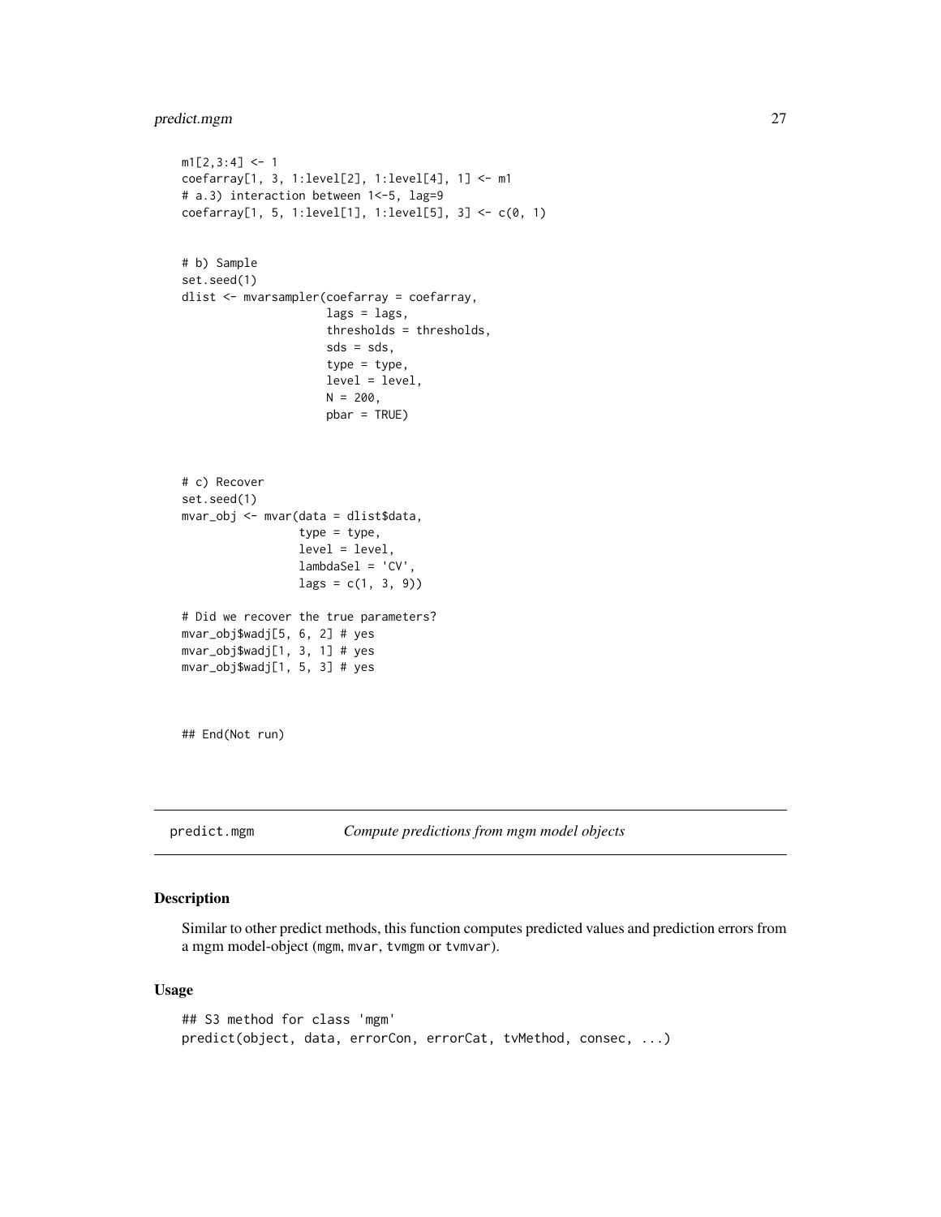```
m1[2,3:4] <- 1
coefarray[1, 3, 1:level[2], 1:level[4], 1] <- m1
# a.3) interaction between 1<-5, lag=9
coefarray[1, 5, 1:level[1], 1:level[5], 3] <- c(0, 1)


# b) Sample
set.seed(1)
dlist <- mvarsampler(coefarray = coefarray,
                     lags = lags,
                     thresholds = thresholds,
                     sds = sds,
                     type = type,
                     level = level,
                     N = 200,
                     pbar = TRUE)



# c) Recover
set.seed(1)
mvar_obj <- mvar(data = dlist$data,
                 type = type,
                 level = level,
                 lambdaSel = 'CV',
                 lags = c(1, 3, 9))

# Did we recover the true parameters?
mvar_obj$wadj[5, 6, 2] # yes
mvar_obj$wadj[1, 3, 1] # yes
mvar_obj$wadj[1, 5, 3] # yes



## End(Not run)
```

---

predict.mgm — *Compute predictions from mgm model objects*

---

## Description

Similar to other predict methods, this function computes predicted values and prediction errors from a mgm model-object (mgm, mvar, tvmgm or tvmvar).

## Usage

```
## S3 method for class 'mgm'
predict(object, data, errorCon, errorCat, tvMethod, consec, ...)
```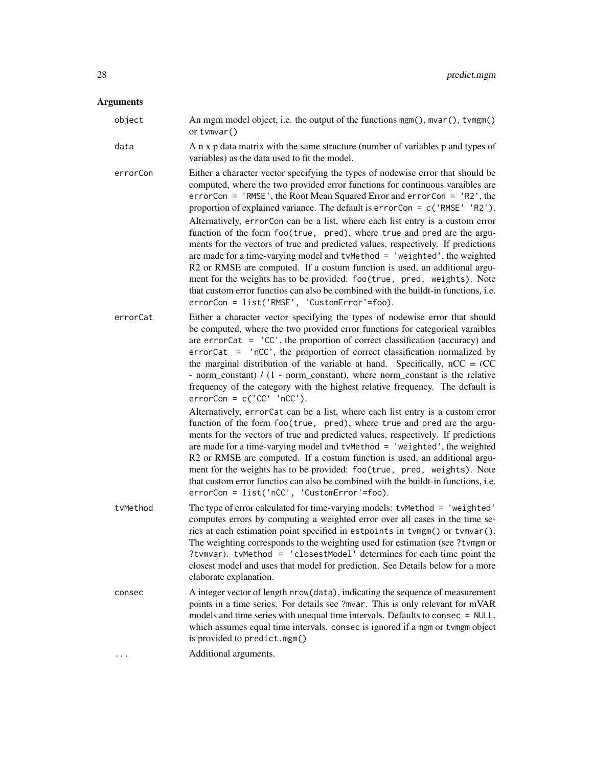## Arguments

| | |
|---|---|
| `object` | An mgm model object, i.e. the output of the functions `mgm()`, `mvar()`, `tvmgm()` or `tvmvar()` |
| `data` | A n x p data matrix with the same structure (number of variables p and types of variables) as the data used to fit the model. |
| `errorCon` | Either a character vector specifying the types of nodewise error that should be computed, where the two provided error functions for continuous varaibles are `errorCon = 'RMSE'`, the Root Mean Squared Error and `errorCon = 'R2'`, the proportion of explained variance. The default is `errorCon = c('RMSE' 'R2')`. Alternatively, `errorCon` can be a list, where each list entry is a custom error function of the form `foo(true, pred)`, where `true` and `pred` are the arguments for the vectors of true and predicted values, respectively. If predictions are made for a time-varying model and `tvMethod = 'weighted'`, the weighted R2 or RMSE are computed. If a costum function is used, an additional argument for the weights has to be provided: `foo(true, pred, weights)`. Note that custom error functios can also be combined with the buildt-in functions, i.e. `errorCon = list('RMSE', 'CustomError'=foo)`. |
| `errorCat` | Either a character vector specifying the types of nodewise error that should be computed, where the two provided error functions for categorical varaibles are `errorCat = 'CC'`, the proportion of correct classification (accuracy) and `errorCat = 'nCC'`, the proportion of correct classification normalized by the marginal distribution of the variable at hand. Specifically, nCC = (CC - norm_constant) / (1 - norm_constant), where norm_constant is the relative frequency of the category with the highest relative frequency. The default is `errorCon = c('CC' 'nCC')`. Alternatively, `errorCat` can be a list, where each list entry is a custom error function of the form `foo(true, pred)`, where `true` and `pred` are the arguments for the vectors of true and predicted values, respectively. If predictions are made for a time-varying model and `tvMethod = 'weighted'`, the weighted R2 or RMSE are computed. If a costum function is used, an additional argument for the weights has to be provided: `foo(true, pred, weights)`. Note that custom error functios can also be combined with the buildt-in functions, i.e. `errorCon = list('nCC', 'CustomError'=foo)`. |
| `tvMethod` | The type of error calculated for time-varying models: `tvMethod = 'weighted'` computes errors by computing a weighted error over all cases in the time series at each estimation point specified in `estpoints` in `tvmgm()` or `tvmvar()`. The weighting corresponds to the weighting used for estimation (see `?tvmgm` or `?tvmvar`). `tvMethod = 'closestModel'` determines for each time point the closest model and uses that model for prediction. See Details below for a more elaborate explanation. |
| `consec` | A integer vector of length `nrow(data)`, indicating the sequence of measurement points in a time series. For details see `?mvar`. This is only relevant for mVAR models and time series with unequal time intervals. Defaults to `consec = NULL`, which assumes equal time intervals. `consec` is ignored if a `mgm` or `tvmgm` object is provided to `predict.mgm()` |
| `...` | Additional arguments. |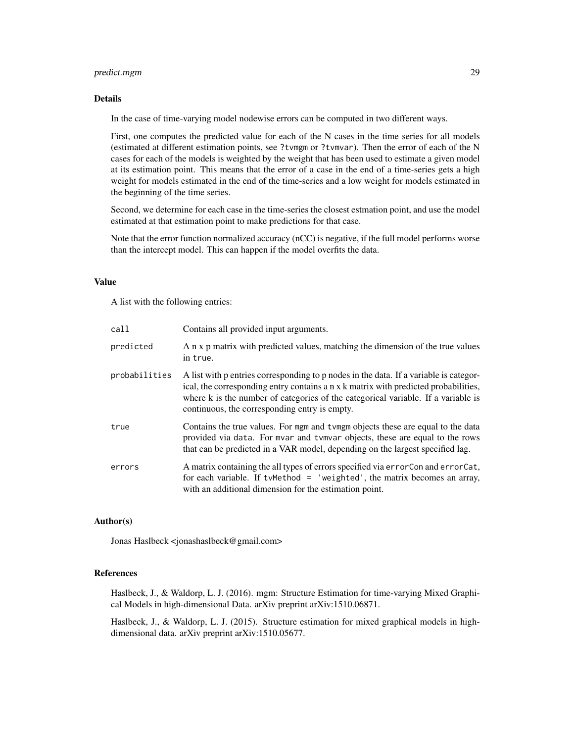### Details

In the case of time-varying model nodewise errors can be computed in two different ways.

First, one computes the predicted value for each of the N cases in the time series for all models (estimated at different estimation points, see `?tvmgm` or `?tvmvar`). Then the error of each of the N cases for each of the models is weighted by the weight that has been used to estimate a given model at its estimation point. This means that the error of a case in the end of a time-series gets a high weight for models estimated in the end of the time-series and a low weight for models estimated in the beginning of the time series.

Second, we determine for each case in the time-series the closest estmation point, and use the model estimated at that estimation point to make predictions for that case.

Note that the error function normalized accuracy (nCC) is negative, if the full model performs worse than the intercept model. This can happen if the model overfits the data.

### Value

A list with the following entries:

| | |
|---|---|
| `call` | Contains all provided input arguments. |
| `predicted` | A n x p matrix with predicted values, matching the dimension of the true values in `true`. |
| `probabilities` | A list with p entries corresponding to p nodes in the data. If a variable is categorical, the corresponding entry contains a n x k matrix with predicted probabilities, where k is the number of categories of the categorical variable. If a variable is continuous, the corresponding entry is empty. |
| `true` | Contains the true values. For `mgm` and `tvmgm` objects these are equal to the data provided via `data`. For `mvar` and `tvmvar` objects, these are equal to the rows that can be predicted in a VAR model, depending on the largest specified lag. |
| `errors` | A matrix containing the all types of errors specified via `errorCon` and `errorCat`, for each variable. If `tvMethod = 'weighted'`, the matrix becomes an array, with an additional dimension for the estimation point. |

### Author(s)

Jonas Haslbeck <jonashaslbeck@gmail.com>

### References

Haslbeck, J., & Waldorp, L. J. (2016). mgm: Structure Estimation for time-varying Mixed Graphical Models in high-dimensional Data. arXiv preprint arXiv:1510.06871.

Haslbeck, J., & Waldorp, L. J. (2015). Structure estimation for mixed graphical models in high-dimensional data. arXiv preprint arXiv:1510.05677.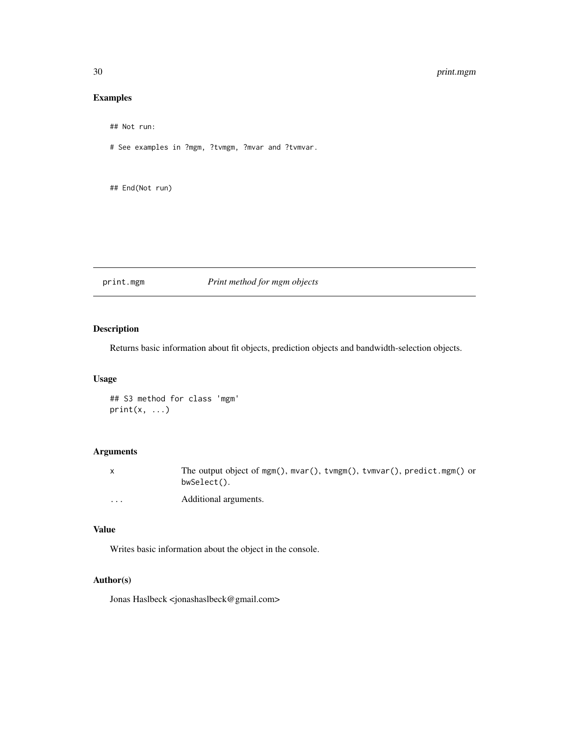## Examples

```
## Not run:

# See examples in ?mgm, ?tvmgm, ?mvar and ?tvmvar.


## End(Not run)
```

---

# print.mgm — *Print method for mgm objects*

---

## Description

Returns basic information about fit objects, prediction objects and bandwidth-selection objects.

## Usage

```
## S3 method for class 'mgm'
print(x, ...)
```

## Arguments

| | |
|---|---|
| x | The output object of `mgm()`, `mvar()`, `tvmgm()`, `tvmvar()`, `predict.mgm()` or `bwSelect()`. |
| ... | Additional arguments. |

## Value

Writes basic information about the object in the console.

## Author(s)

Jonas Haslbeck <jonashaslbeck@gmail.com>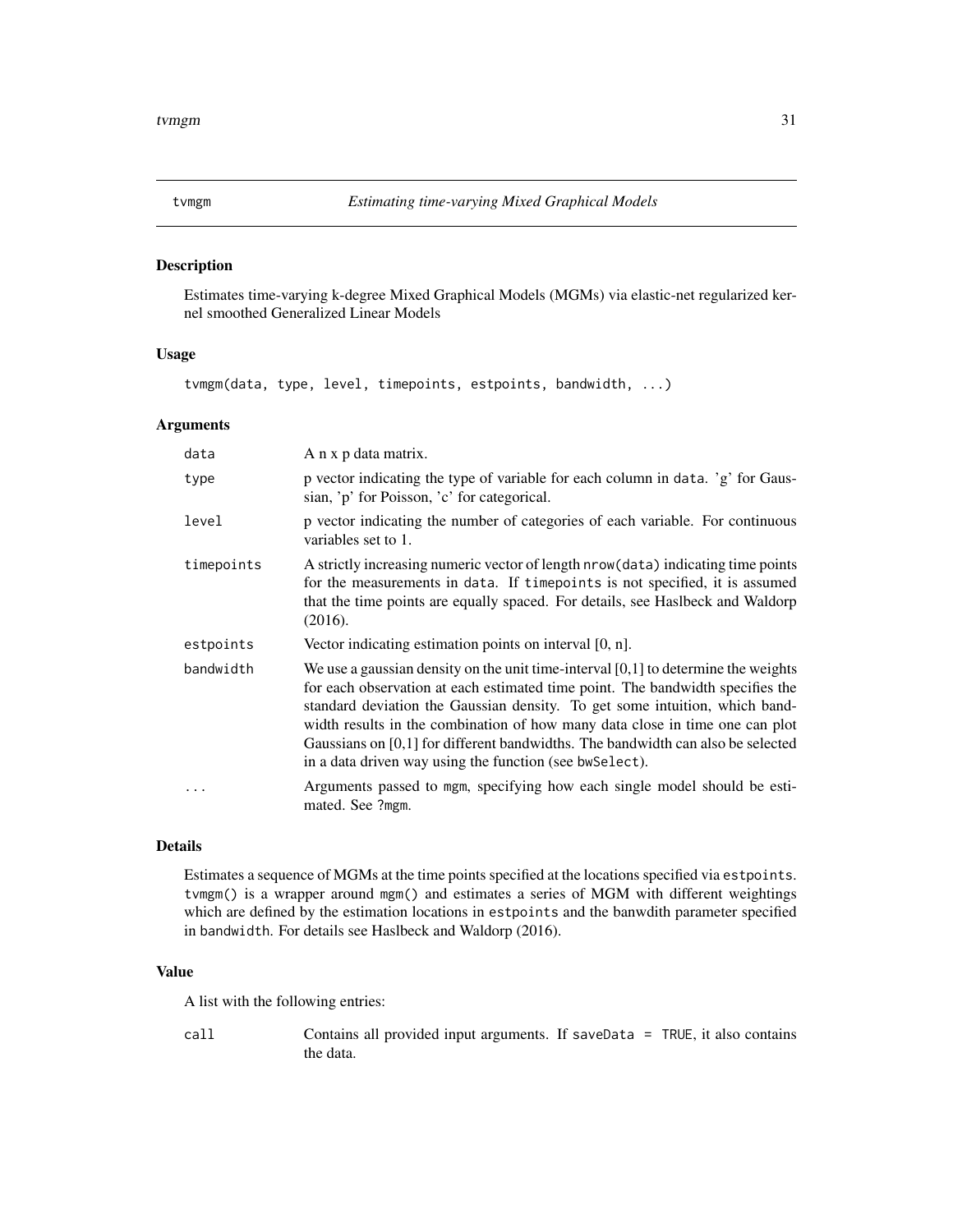# tvmgm *Estimating time-varying Mixed Graphical Models*

## Description

Estimates time-varying k-degree Mixed Graphical Models (MGMs) via elastic-net regularized kernel smoothed Generalized Linear Models

## Usage

```
tvmgm(data, type, level, timepoints, estpoints, bandwidth, ...)
```

## Arguments

| | |
|---|---|
| `data` | A n x p data matrix. |
| `type` | p vector indicating the type of variable for each column in `data`. 'g' for Gaussian, 'p' for Poisson, 'c' for categorical. |
| `level` | p vector indicating the number of categories of each variable. For continuous variables set to 1. |
| `timepoints` | A strictly increasing numeric vector of length `nrow(data)` indicating time points for the measurements in `data`. If `timepoints` is not specified, it is assumed that the time points are equally spaced. For details, see Haslbeck and Waldorp (2016). |
| `estpoints` | Vector indicating estimation points on interval [0, n]. |
| `bandwidth` | We use a gaussian density on the unit time-interval [0,1] to determine the weights for each observation at each estimated time point. The bandwidth specifies the standard deviation the Gaussian density. To get some intuition, which bandwidth results in the combination of how many data close in time one can plot Gaussians on [0,1] for different bandwidths. The bandwidth can also be selected in a data driven way using the function (see `bwSelect`). |
| `...` | Arguments passed to `mgm`, specifying how each single model should be estimated. See `?mgm`. |

## Details

Estimates a sequence of MGMs at the time points specified at the locations specified via `estpoints`. `tvmgm()` is a wrapper around `mgm()` and estimates a series of MGM with different weightings which are defined by the estimation locations in `estpoints` and the banwdith parameter specified in `bandwidth`. For details see Haslbeck and Waldorp (2016).

## Value

A list with the following entries:

| | |
|---|---|
| `call` | Contains all provided input arguments. If `saveData = TRUE`, it also contains the data. |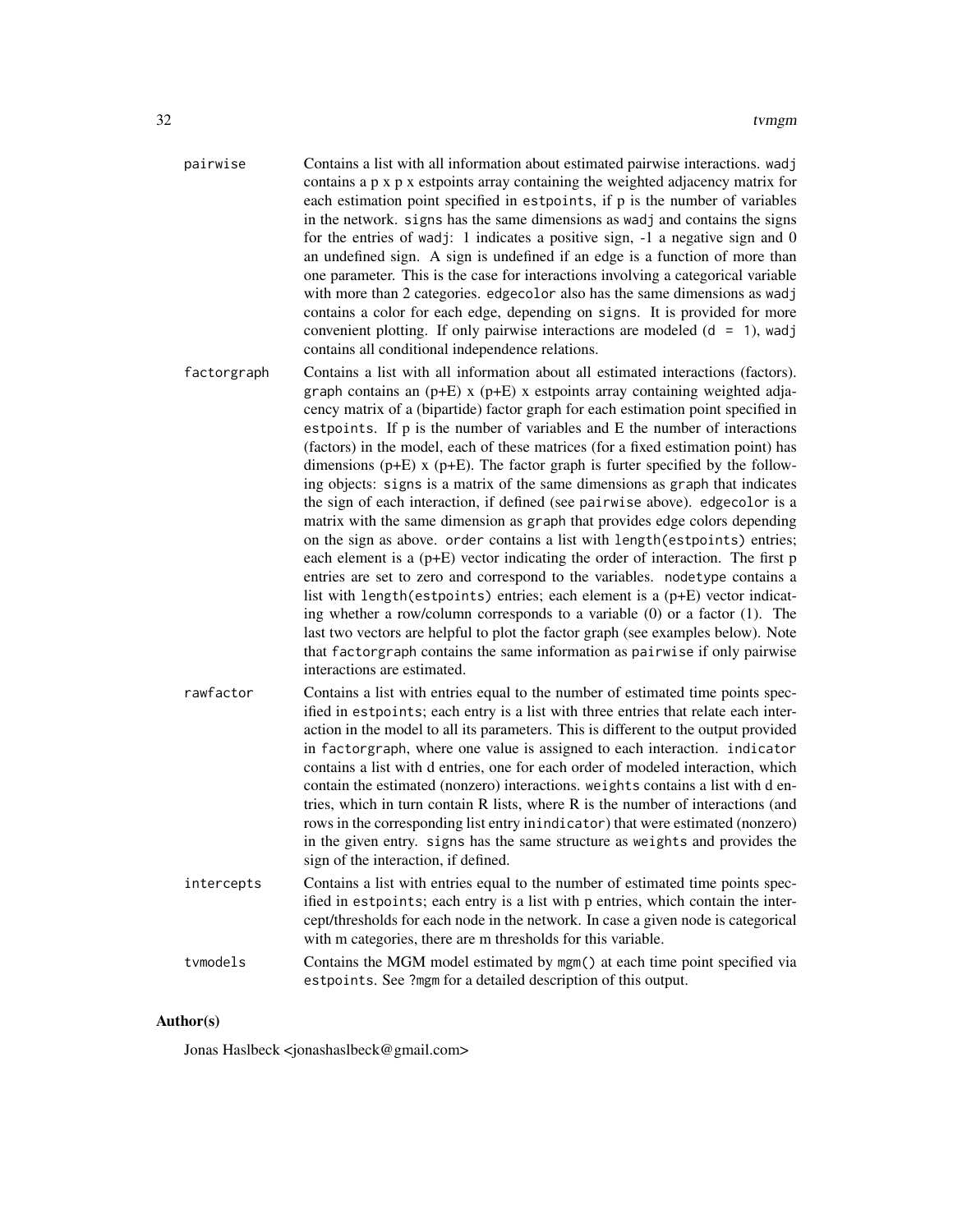`pairwise` Contains a list with all information about estimated pairwise interactions. `wadj` contains a p x p x estpoints array containing the weighted adjacency matrix for each estimation point specified in `estpoints`, if p is the number of variables in the network. `signs` has the same dimensions as `wadj` and contains the signs for the entries of `wadj`: 1 indicates a positive sign, -1 a negative sign and 0 an undefined sign. A sign is undefined if an edge is a function of more than one parameter. This is the case for interactions involving a categorical variable with more than 2 categories. `edgecolor` also has the same dimensions as `wadj` contains a color for each edge, depending on `signs`. It is provided for more convenient plotting. If only pairwise interactions are modeled (`d = 1`), `wadj` contains all conditional independence relations.

`factorgraph` Contains a list with all information about all estimated interactions (factors). `graph` contains an (p+E) x (p+E) x estpoints array containing weighted adjacency matrix of a (bipartide) factor graph for each estimation point specified in `estpoints`. If p is the number of variables and E the number of interactions (factors) in the model, each of these matrices (for a fixed estimation point) has dimensions (p+E) x (p+E). The factor graph is furter specified by the following objects: `signs` is a matrix of the same dimensions as `graph` that indicates the sign of each interaction, if defined (see `pairwise` above). `edgecolor` is a matrix with the same dimension as `graph` that provides edge colors depending on the sign as above. `order` contains a list with `length(estpoints)` entries; each element is a (p+E) vector indicating the order of interaction. The first p entries are set to zero and correspond to the variables. `nodetype` contains a list with `length(estpoints)` entries; each element is a (p+E) vector indicating whether a row/column corresponds to a variable (0) or a factor (1). The last two vectors are helpful to plot the factor graph (see examples below). Note that `factorgraph` contains the same information as `pairwise` if only pairwise interactions are estimated.

`rawfactor` Contains a list with entries equal to the number of estimated time points specified in `estpoints`; each entry is a list with three entries that relate each interaction in the model to all its parameters. This is different to the output provided in `factorgraph`, where one value is assigned to each interaction. `indicator` contains a list with d entries, one for each order of modeled interaction, which contain the estimated (nonzero) interactions. `weights` contains a list with d entries, which in turn contain R lists, where R is the number of interactions (and rows in the corresponding list entry in`indicator`) that were estimated (nonzero) in the given entry. `signs` has the same structure as `weights` and provides the sign of the interaction, if defined.

`intercepts` Contains a list with entries equal to the number of estimated time points specified in `estpoints`; each entry is a list with p entries, which contain the intercept/thresholds for each node in the network. In case a given node is categorical with m categories, there are m thresholds for this variable.

`tvmodels` Contains the MGM model estimated by `mgm()` at each time point specified via `estpoints`. See `?mgm` for a detailed description of this output.

## Author(s)

Jonas Haslbeck <jonashaslbeck@gmail.com>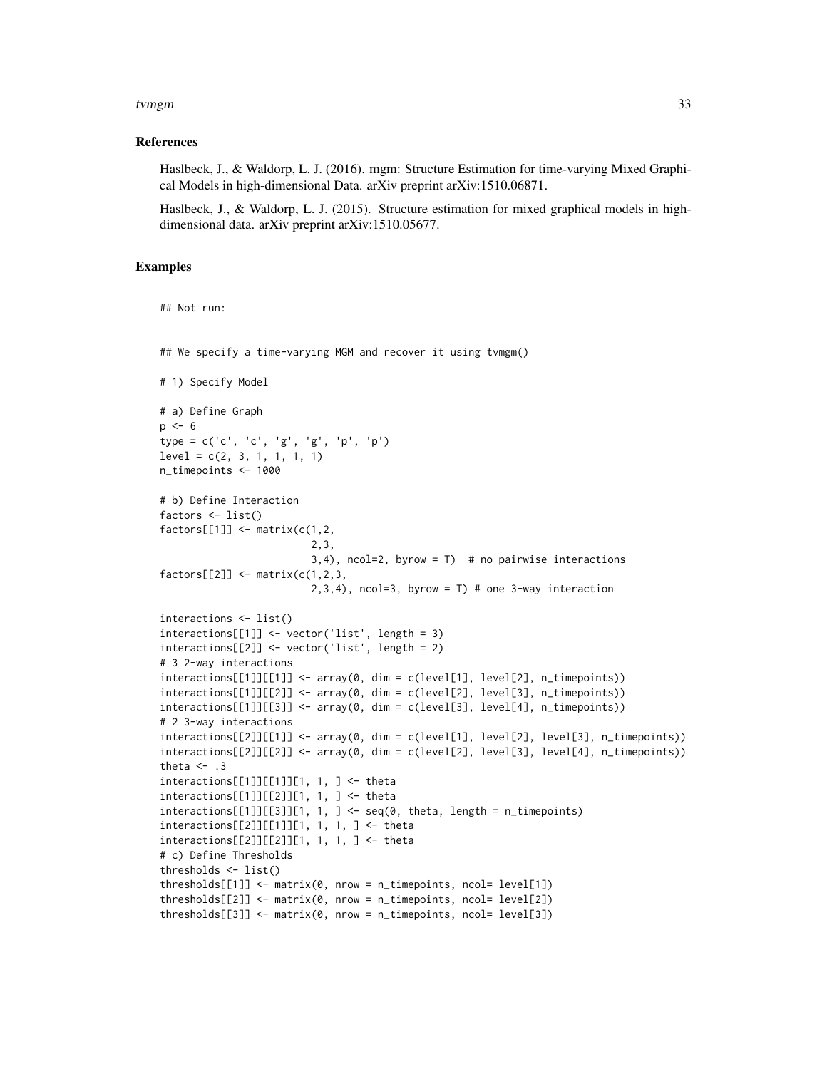## References

Haslbeck, J., & Waldorp, L. J. (2016). mgm: Structure Estimation for time-varying Mixed Graphical Models in high-dimensional Data. arXiv preprint arXiv:1510.06871.

Haslbeck, J., & Waldorp, L. J. (2015). Structure estimation for mixed graphical models in high-dimensional data. arXiv preprint arXiv:1510.05677.

## Examples

```
## Not run:


## We specify a time-varying MGM and recover it using tvmgm()

# 1) Specify Model

# a) Define Graph
p <- 6
type = c('c', 'c', 'g', 'g', 'p', 'p')
level = c(2, 3, 1, 1, 1, 1)
n_timepoints <- 1000

# b) Define Interaction
factors <- list()
factors[[1]] <- matrix(c(1,2,
                         2,3,
                         3,4), ncol=2, byrow = T)  # no pairwise interactions
factors[[2]] <- matrix(c(1,2,3,
                         2,3,4), ncol=3, byrow = T) # one 3-way interaction

interactions <- list()
interactions[[1]] <- vector('list', length = 3)
interactions[[2]] <- vector('list', length = 2)
# 3 2-way interactions
interactions[[1]][[1]] <- array(0, dim = c(level[1], level[2], n_timepoints))
interactions[[1]][[2]] <- array(0, dim = c(level[2], level[3], n_timepoints))
interactions[[1]][[3]] <- array(0, dim = c(level[3], level[4], n_timepoints))
# 2 3-way interactions
interactions[[2]][[1]] <- array(0, dim = c(level[1], level[2], level[3], n_timepoints))
interactions[[2]][[2]] <- array(0, dim = c(level[2], level[3], level[4], n_timepoints))
theta <- .3
interactions[[1]][[1]][1, 1, ] <- theta
interactions[[1]][[2]][1, 1, ] <- theta
interactions[[1]][[3]][1, 1, ] <- seq(0, theta, length = n_timepoints)
interactions[[2]][[1]][1, 1, 1, ] <- theta
interactions[[2]][[2]][1, 1, 1, ] <- theta
# c) Define Thresholds
thresholds <- list()
thresholds[[1]] <- matrix(0, nrow = n_timepoints, ncol= level[1])
thresholds[[2]] <- matrix(0, nrow = n_timepoints, ncol= level[2])
thresholds[[3]] <- matrix(0, nrow = n_timepoints, ncol= level[3])
```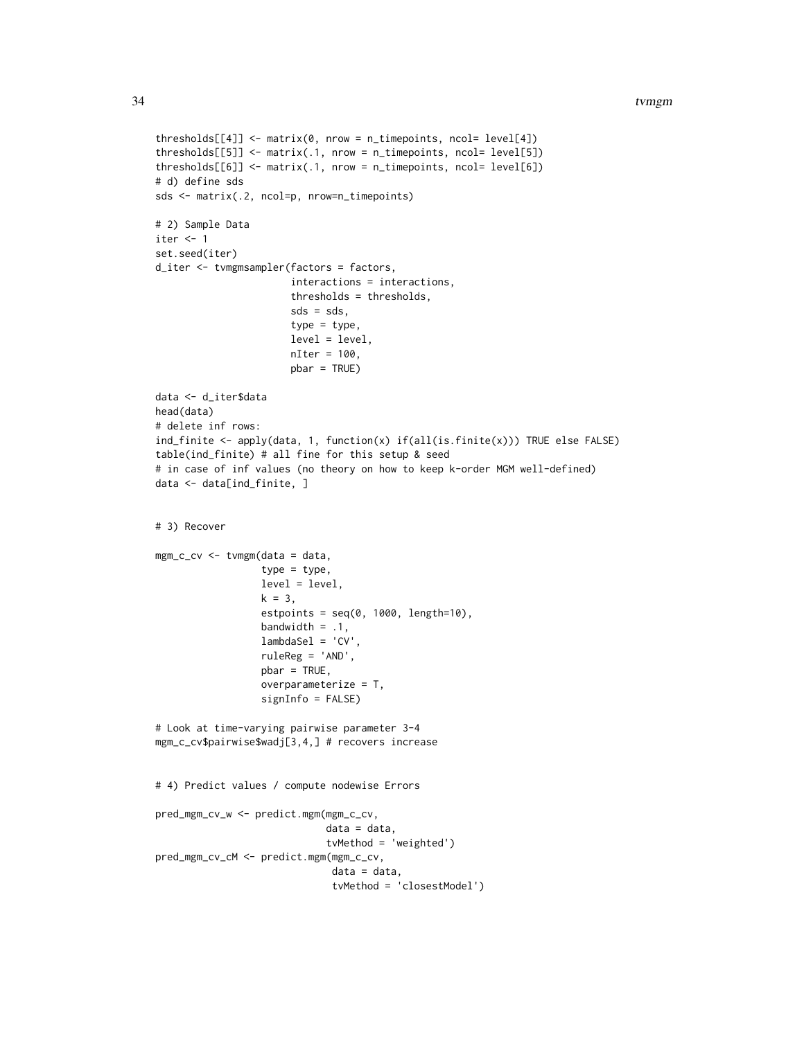```
thresholds[[4]] <- matrix(0, nrow = n_timepoints, ncol= level[4])
thresholds[[5]] <- matrix(.1, nrow = n_timepoints, ncol= level[5])
thresholds[[6]] <- matrix(.1, nrow = n_timepoints, ncol= level[6])
# d) define sds
sds <- matrix(.2, ncol=p, nrow=n_timepoints)

# 2) Sample Data
iter <- 1
set.seed(iter)
d_iter <- tvmgmsampler(factors = factors,
                       interactions = interactions,
                       thresholds = thresholds,
                       sds = sds,
                       type = type,
                       level = level,
                       nIter = 100,
                       pbar = TRUE)

data <- d_iter$data
head(data)
# delete inf rows:
ind_finite <- apply(data, 1, function(x) if(all(is.finite(x))) TRUE else FALSE)
table(ind_finite) # all fine for this setup & seed
# in case of inf values (no theory on how to keep k-order MGM well-defined)
data <- data[ind_finite, ]


# 3) Recover

mgm_c_cv <- tvmgm(data = data,
                  type = type,
                  level = level,
                  k = 3,
                  estpoints = seq(0, 1000, length=10),
                  bandwidth = .1,
                  lambdaSel = 'CV',
                  ruleReg = 'AND',
                  pbar = TRUE,
                  overparameterize = T,
                  signInfo = FALSE)

# Look at time-varying pairwise parameter 3-4
mgm_c_cv$pairwise$wadj[3,4,] # recovers increase


# 4) Predict values / compute nodewise Errors

pred_mgm_cv_w <- predict.mgm(mgm_c_cv,
                             data = data,
                             tvMethod = 'weighted')
pred_mgm_cv_cM <- predict.mgm(mgm_c_cv,
                              data = data,
                              tvMethod = 'closestModel')
```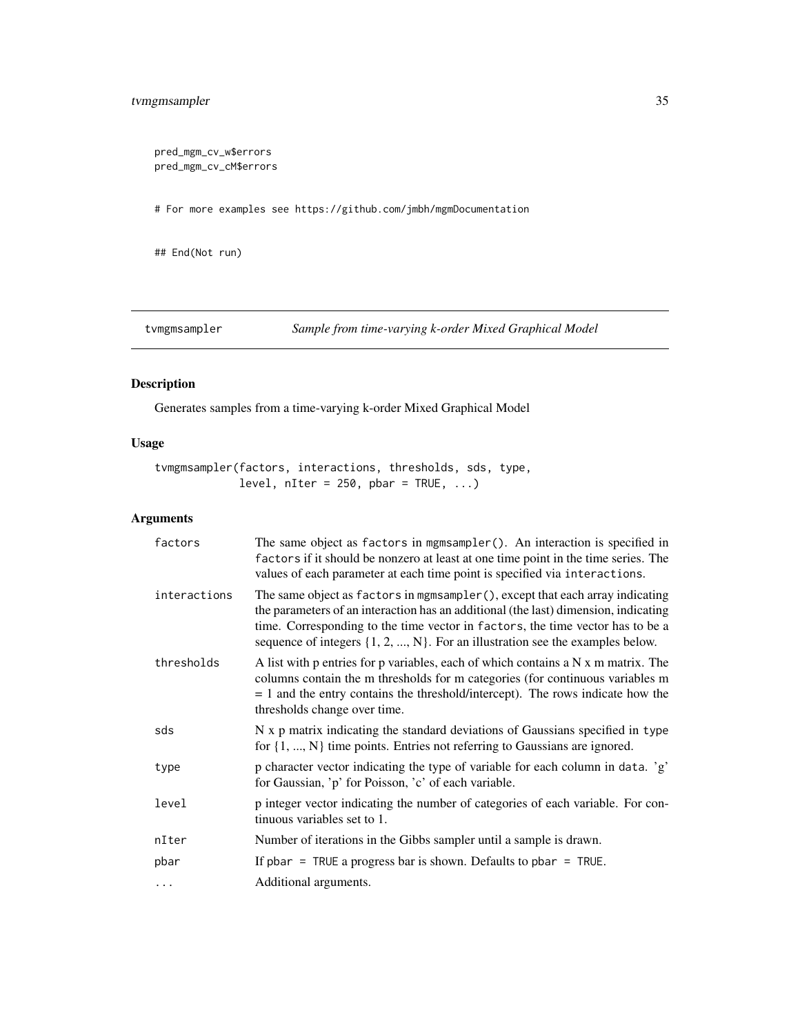```
pred_mgm_cv_w$errors
pred_mgm_cv_cM$errors

# For more examples see https://github.com/jmbh/mgmDocumentation

## End(Not run)
```

## tvmgmsampler *Sample from time-varying k-order Mixed Graphical Model*

### Description

Generates samples from a time-varying k-order Mixed Graphical Model

### Usage

```
tvmgmsampler(factors, interactions, thresholds, sds, type,
             level, nIter = 250, pbar = TRUE, ...)
```

### Arguments

| | |
|---|---|
| factors | The same object as factors in mgmsampler(). An interaction is specified in factors if it should be nonzero at least at one time point in the time series. The values of each parameter at each time point is specified via interactions. |
| interactions | The same object as factors in mgmsampler(), except that each array indicating the parameters of an interaction has an additional (the last) dimension, indicating time. Corresponding to the time vector in factors, the time vector has to be a sequence of integers {1, 2, ..., N}. For an illustration see the examples below. |
| thresholds | A list with p entries for p variables, each of which contains a N x m matrix. The columns contain the m thresholds for m categories (for continuous variables m = 1 and the entry contains the threshold/intercept). The rows indicate how the thresholds change over time. |
| sds | N x p matrix indicating the standard deviations of Gaussians specified in type for {1, ..., N} time points. Entries not referring to Gaussians are ignored. |
| type | p character vector indicating the type of variable for each column in data. 'g' for Gaussian, 'p' for Poisson, 'c' of each variable. |
| level | p integer vector indicating the number of categories of each variable. For continuous variables set to 1. |
| nIter | Number of iterations in the Gibbs sampler until a sample is drawn. |
| pbar | If pbar = TRUE a progress bar is shown. Defaults to pbar = TRUE. |
| ... | Additional arguments. |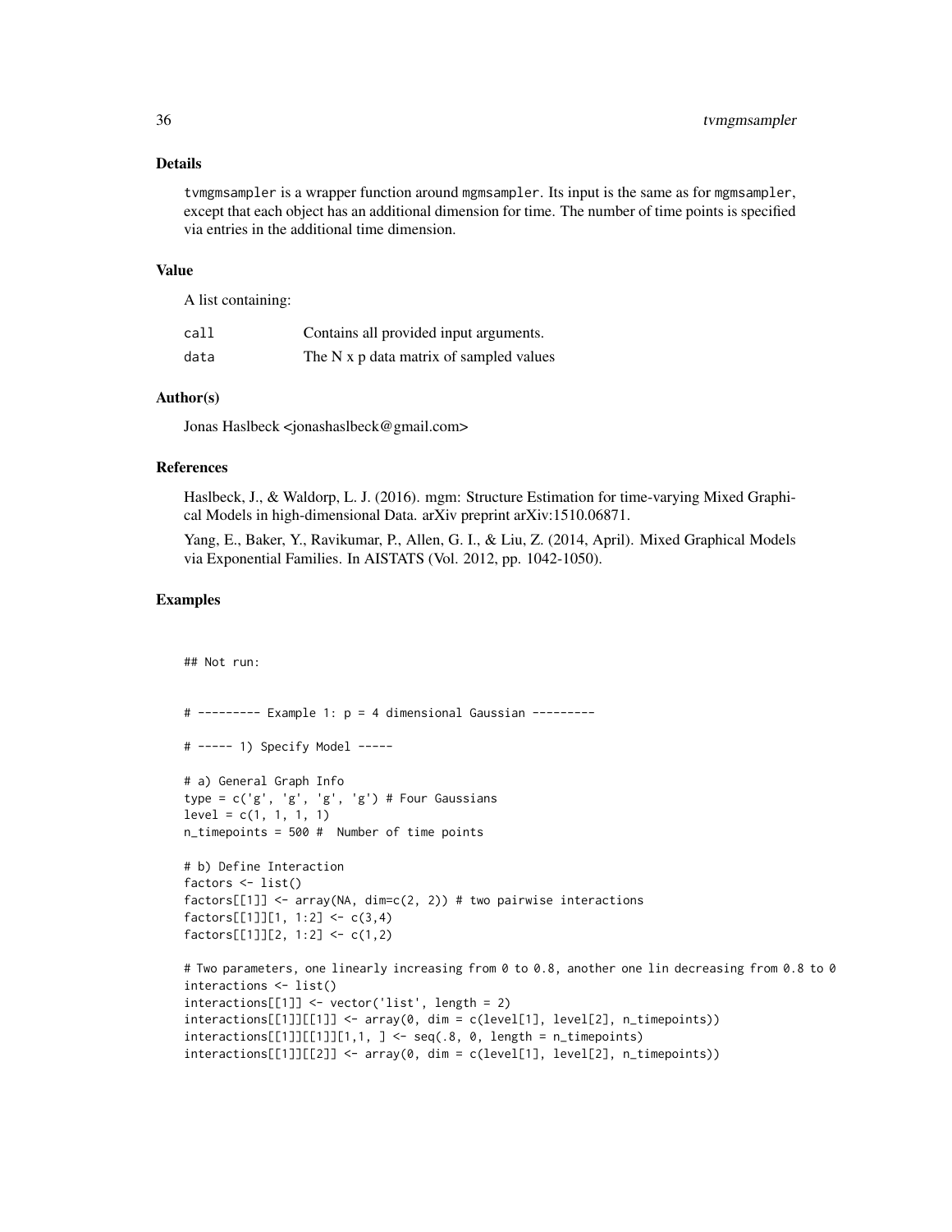## Details

tvmgmsampler is a wrapper function around mgmsampler. Its input is the same as for mgmsampler, except that each object has an additional dimension for time. The number of time points is specified via entries in the additional time dimension.

## Value

A list containing:

| | |
|---|---|
| call | Contains all provided input arguments. |
| data | The N x p data matrix of sampled values |

## Author(s)

Jonas Haslbeck <jonashaslbeck@gmail.com>

## References

Haslbeck, J., & Waldorp, L. J. (2016). mgm: Structure Estimation for time-varying Mixed Graphical Models in high-dimensional Data. arXiv preprint arXiv:1510.06871.

Yang, E., Baker, Y., Ravikumar, P., Allen, G. I., & Liu, Z. (2014, April). Mixed Graphical Models via Exponential Families. In AISTATS (Vol. 2012, pp. 1042-1050).

## Examples

```
## Not run:


# --------- Example 1: p = 4 dimensional Gaussian ---------

# ----- 1) Specify Model -----

# a) General Graph Info
type = c('g', 'g', 'g', 'g') # Four Gaussians
level = c(1, 1, 1, 1)
n_timepoints = 500 #  Number of time points

# b) Define Interaction
factors <- list()
factors[[1]] <- array(NA, dim=c(2, 2)) # two pairwise interactions
factors[[1]][1, 1:2] <- c(3,4)
factors[[1]][2, 1:2] <- c(1,2)

# Two parameters, one linearly increasing from 0 to 0.8, another one lin decreasing from 0.8 to 0
interactions <- list()
interactions[[1]] <- vector('list', length = 2)
interactions[[1]][[1]] <- array(0, dim = c(level[1], level[2], n_timepoints))
interactions[[1]][[1]][1,1, ] <- seq(.8, 0, length = n_timepoints)
interactions[[1]][[2]] <- array(0, dim = c(level[1], level[2], n_timepoints))
```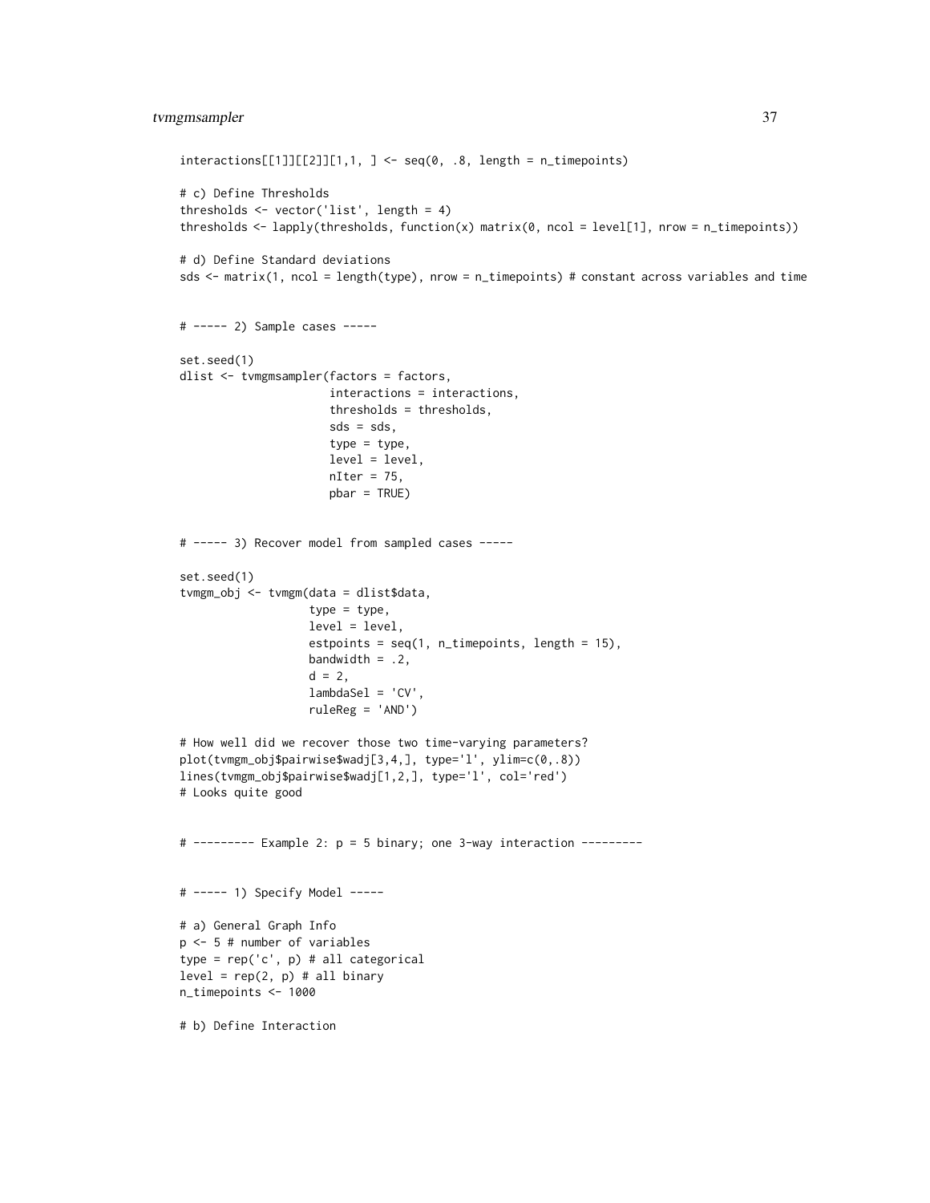```
interactions[[1]][[2]][1,1, ] <- seq(0, .8, length = n_timepoints)

# c) Define Thresholds
thresholds <- vector('list', length = 4)
thresholds <- lapply(thresholds, function(x) matrix(0, ncol = level[1], nrow = n_timepoints))

# d) Define Standard deviations
sds <- matrix(1, ncol = length(type), nrow = n_timepoints) # constant across variables and time


# ----- 2) Sample cases -----

set.seed(1)
dlist <- tvmgmsampler(factors = factors,
                      interactions = interactions,
                      thresholds = thresholds,
                      sds = sds,
                      type = type,
                      level = level,
                      nIter = 75,
                      pbar = TRUE)


# ----- 3) Recover model from sampled cases -----

set.seed(1)
tvmgm_obj <- tvmgm(data = dlist$data,
                   type = type,
                   level = level,
                   estpoints = seq(1, n_timepoints, length = 15),
                   bandwidth = .2,
                   d = 2,
                   lambdaSel = 'CV',
                   ruleReg = 'AND')

# How well did we recover those two time-varying parameters?
plot(tvmgm_obj$pairwise$wadj[3,4,], type='l', ylim=c(0,.8))
lines(tvmgm_obj$pairwise$wadj[1,2,], type='l', col='red')
# Looks quite good


# --------- Example 2: p = 5 binary; one 3-way interaction ---------


# ----- 1) Specify Model -----

# a) General Graph Info
p <- 5 # number of variables
type = rep('c', p) # all categorical
level = rep(2, p) # all binary
n_timepoints <- 1000

# b) Define Interaction
```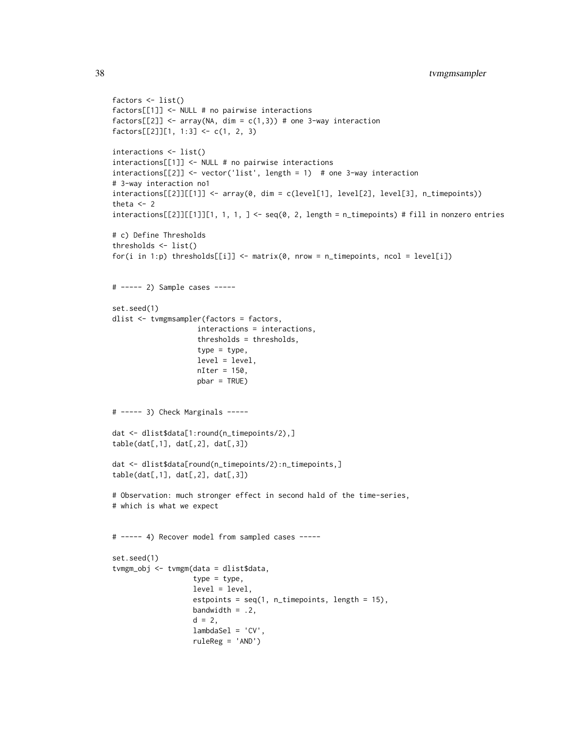```
factors <- list()
factors[[1]] <- NULL # no pairwise interactions
factors[[2]] <- array(NA, dim = c(1,3)) # one 3-way interaction
factors[[2]][1, 1:3] <- c(1, 2, 3)

interactions <- list()
interactions[[1]] <- NULL # no pairwise interactions
interactions[[2]] <- vector('list', length = 1)  # one 3-way interaction
# 3-way interaction no1
interactions[[2]][[1]] <- array(0, dim = c(level[1], level[2], level[3], n_timepoints))
theta <- 2
interactions[[2]][[1]][1, 1, 1, ] <- seq(0, 2, length = n_timepoints) # fill in nonzero entries

# c) Define Thresholds
thresholds <- list()
for(i in 1:p) thresholds[[i]] <- matrix(0, nrow = n_timepoints, ncol = level[i])


# ----- 2) Sample cases -----

set.seed(1)
dlist <- tvmgmsampler(factors = factors,
                     interactions = interactions,
                     thresholds = thresholds,
                     type = type,
                     level = level,
                     nIter = 150,
                     pbar = TRUE)


# ----- 3) Check Marginals -----

dat <- dlist$data[1:round(n_timepoints/2),]
table(dat[,1], dat[,2], dat[,3])

dat <- dlist$data[round(n_timepoints/2):n_timepoints,]
table(dat[,1], dat[,2], dat[,3])

# Observation: much stronger effect in second hald of the time-series,
# which is what we expect


# ----- 4) Recover model from sampled cases -----

set.seed(1)
tvmgm_obj <- tvmgm(data = dlist$data,
                   type = type,
                   level = level,
                   estpoints = seq(1, n_timepoints, length = 15),
                   bandwidth = .2,
                   d = 2,
                   lambdaSel = 'CV',
                   ruleReg = 'AND')
```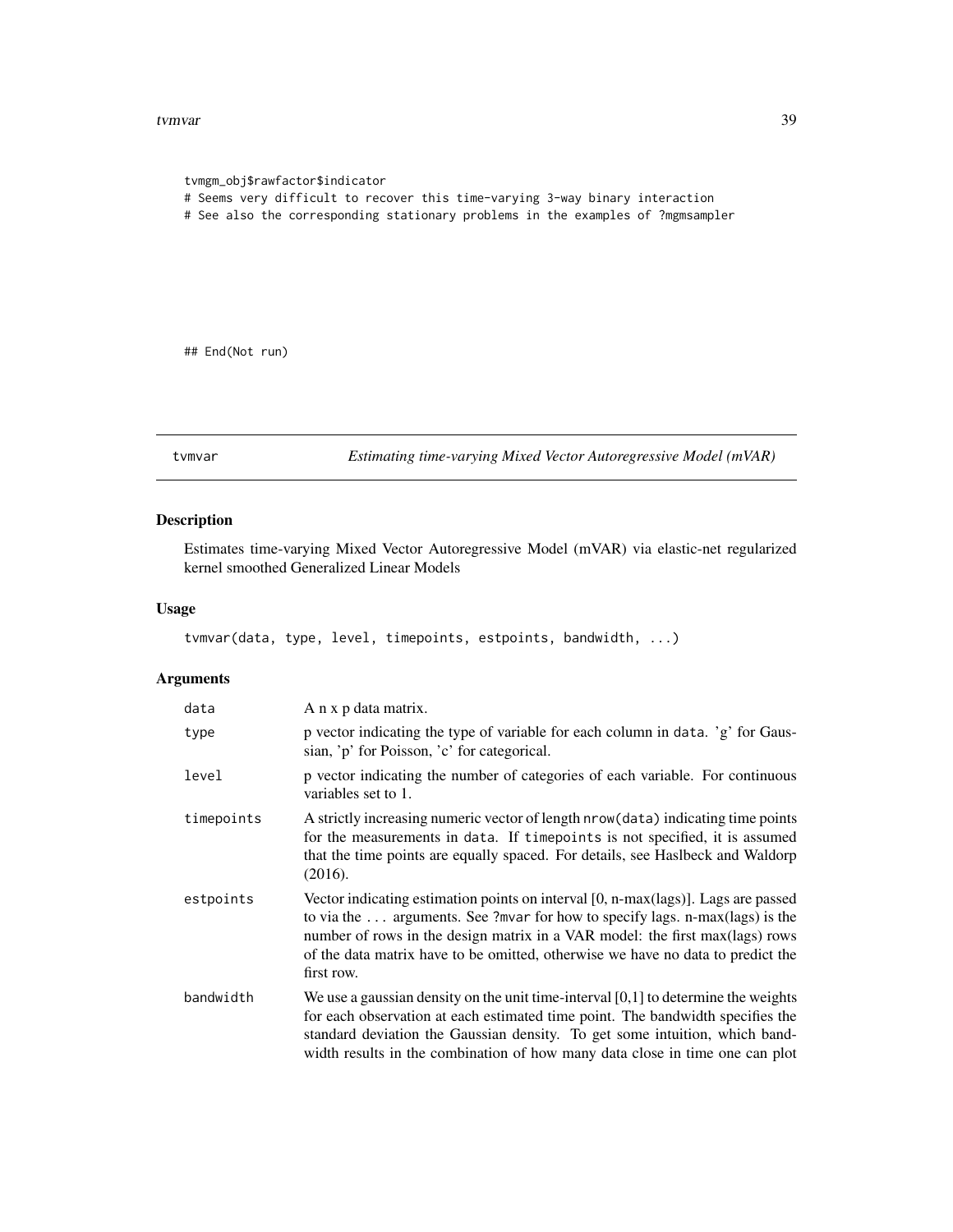```
tvmgm_obj$rawfactor$indicator
# Seems very difficult to recover this time-varying 3-way binary interaction
# See also the corresponding stationary problems in the examples of ?mgmsampler




## End(Not run)
```

---

## tvmvar — *Estimating time-varying Mixed Vector Autoregressive Model (mVAR)*

### Description

Estimates time-varying Mixed Vector Autoregressive Model (mVAR) via elastic-net regularized kernel smoothed Generalized Linear Models

### Usage

```
tvmvar(data, type, level, timepoints, estpoints, bandwidth, ...)
```

### Arguments

| | |
|---|---|
| `data` | A n x p data matrix. |
| `type` | p vector indicating the type of variable for each column in `data`. 'g' for Gaussian, 'p' for Poisson, 'c' for categorical. |
| `level` | p vector indicating the number of categories of each variable. For continuous variables set to 1. |
| `timepoints` | A strictly increasing numeric vector of length `nrow(data)` indicating time points for the measurements in `data`. If `timepoints` is not specified, it is assumed that the time points are equally spaced. For details, see Haslbeck and Waldorp (2016). |
| `estpoints` | Vector indicating estimation points on interval [0, n-max(lags)]. Lags are passed to via the ... arguments. See `?mvar` for how to specify lags. n-max(lags) is the number of rows in the design matrix in a VAR model: the first max(lags) rows of the data matrix have to be omitted, otherwise we have no data to predict the first row. |
| `bandwidth` | We use a gaussian density on the unit time-interval [0,1] to determine the weights for each observation at each estimated time point. The bandwidth specifies the standard deviation the Gaussian density. To get some intuition, which bandwidth results in the combination of how many data close in time one can plot |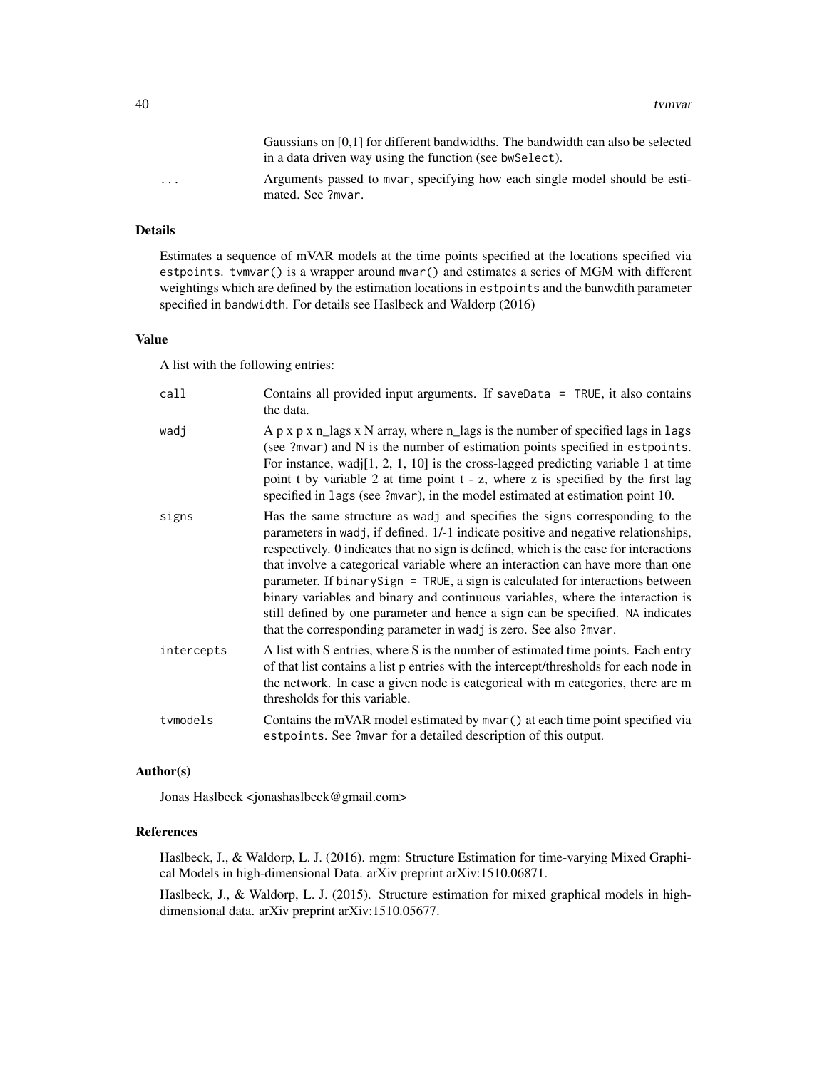Gaussians on [0,1] for different bandwidths. The bandwidth can also be selected in a data driven way using the function (see `bwSelect`).

`...` Arguments passed to `mvar`, specifying how each single model should be estimated. See `?mvar`.

### Details

Estimates a sequence of mVAR models at the time points specified at the locations specified via `estpoints`. `tvmvar()` is a wrapper around `mvar()` and estimates a series of MGM with different weightings which are defined by the estimation locations in `estpoints` and the banwdith parameter specified in `bandwidth`. For details see Haslbeck and Waldorp (2016)

### Value

A list with the following entries:

`call` Contains all provided input arguments. If `saveData = TRUE`, it also contains the data.

`wadj` A p x p x n_lags x N array, where n_lags is the number of specified lags in `lags` (see ?mvar) and N is the number of estimation points specified in `estpoints`. For instance, wadj[1, 2, 1, 10] is the cross-lagged predicting variable 1 at time point t by variable 2 at time point t - z, where z is specified by the first lag specified in `lags` (see ?mvar), in the model estimated at estimation point 10.

`signs` Has the same structure as `wadj` and specifies the signs corresponding to the parameters in `wadj`, if defined. 1/-1 indicate positive and negative relationships, respectively. 0 indicates that no sign is defined, which is the case for interactions that involve a categorical variable where an interaction can have more than one parameter. If `binarySign = TRUE`, a sign is calculated for interactions between binary variables and binary and continuous variables, where the interaction is still defined by one parameter and hence a sign can be specified. `NA` indicates that the corresponding parameter in `wadj` is zero. See also `?mvar`.

`intercepts` A list with S entries, where S is the number of estimated time points. Each entry of that list contains a list p entries with the intercept/thresholds for each node in the network. In case a given node is categorical with m categories, there are m thresholds for this variable.

`tvmodels` Contains the mVAR model estimated by `mvar()` at each time point specified via `estpoints`. See `?mvar` for a detailed description of this output.

### Author(s)

Jonas Haslbeck <jonashaslbeck@gmail.com>

### References

Haslbeck, J., & Waldorp, L. J. (2016). mgm: Structure Estimation for time-varying Mixed Graphical Models in high-dimensional Data. arXiv preprint arXiv:1510.06871.

Haslbeck, J., & Waldorp, L. J. (2015). Structure estimation for mixed graphical models in high-dimensional data. arXiv preprint arXiv:1510.05677.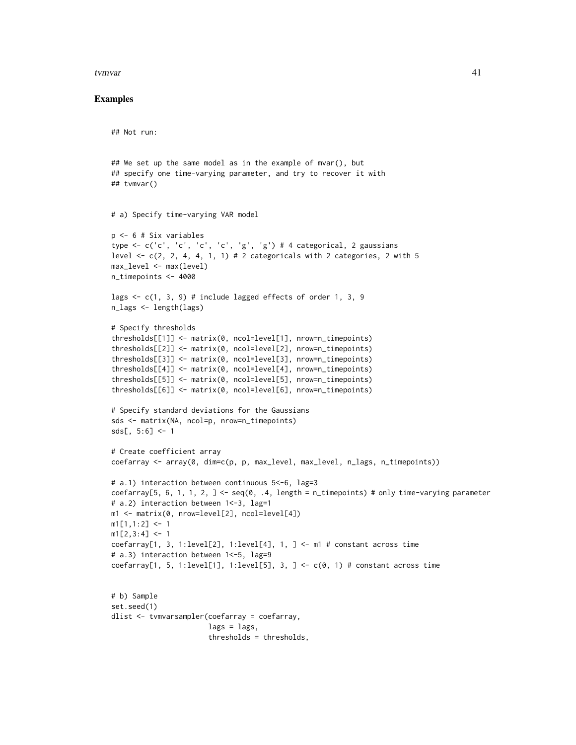## Examples

```
## Not run:


## We set up the same model as in the example of mvar(), but
## specify one time-varying parameter, and try to recover it with
## tvmvar()


# a) Specify time-varying VAR model

p <- 6 # Six variables
type <- c('c', 'c', 'c', 'c', 'g', 'g') # 4 categorical, 2 gaussians
level <- c(2, 2, 4, 4, 1, 1) # 2 categoricals with 2 categories, 2 with 5
max_level <- max(level)
n_timepoints <- 4000

lags <- c(1, 3, 9) # include lagged effects of order 1, 3, 9
n_lags <- length(lags)

# Specify thresholds
thresholds[[1]] <- matrix(0, ncol=level[1], nrow=n_timepoints)
thresholds[[2]] <- matrix(0, ncol=level[2], nrow=n_timepoints)
thresholds[[3]] <- matrix(0, ncol=level[3], nrow=n_timepoints)
thresholds[[4]] <- matrix(0, ncol=level[4], nrow=n_timepoints)
thresholds[[5]] <- matrix(0, ncol=level[5], nrow=n_timepoints)
thresholds[[6]] <- matrix(0, ncol=level[6], nrow=n_timepoints)

# Specify standard deviations for the Gaussians
sds <- matrix(NA, ncol=p, nrow=n_timepoints)
sds[, 5:6] <- 1

# Create coefficient array
coefarray <- array(0, dim=c(p, p, max_level, max_level, n_lags, n_timepoints))

# a.1) interaction between continuous 5<-6, lag=3
coefarray[5, 6, 1, 1, 2, ] <- seq(0, .4, length = n_timepoints) # only time-varying parameter
# a.2) interaction between 1<-3, lag=1
m1 <- matrix(0, nrow=level[2], ncol=level[4])
m1[1,1:2] <- 1
m1[2,3:4] <- 1
coefarray[1, 3, 1:level[2], 1:level[4], 1, ] <- m1 # constant across time
# a.3) interaction between 1<-5, lag=9
coefarray[1, 5, 1:level[1], 1:level[5], 3, ] <- c(0, 1) # constant across time


# b) Sample
set.seed(1)
dlist <- tvmvarsampler(coefarray = coefarray,
                       lags = lags,
                       thresholds = thresholds,
```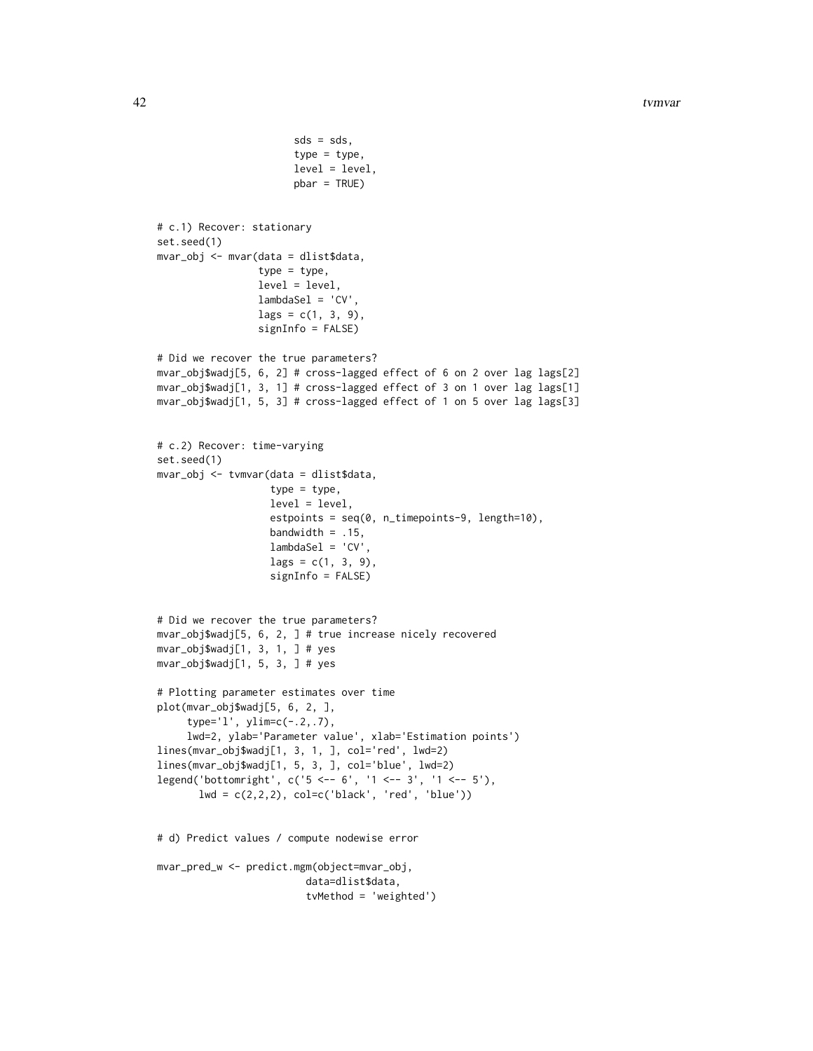```
                    sds = sds,
                    type = type,
                    level = level,
                    pbar = TRUE)


# c.1) Recover: stationary
set.seed(1)
mvar_obj <- mvar(data = dlist$data,
                 type = type,
                 level = level,
                 lambdaSel = 'CV',
                 lags = c(1, 3, 9),
                 signInfo = FALSE)

# Did we recover the true parameters?
mvar_obj$wadj[5, 6, 2] # cross-lagged effect of 6 on 2 over lag lags[2]
mvar_obj$wadj[1, 3, 1] # cross-lagged effect of 3 on 1 over lag lags[1]
mvar_obj$wadj[1, 5, 3] # cross-lagged effect of 1 on 5 over lag lags[3]


# c.2) Recover: time-varying
set.seed(1)
mvar_obj <- tvmvar(data = dlist$data,
                   type = type,
                   level = level,
                   estpoints = seq(0, n_timepoints-9, length=10),
                   bandwidth = .15,
                   lambdaSel = 'CV',
                   lags = c(1, 3, 9),
                   signInfo = FALSE)


# Did we recover the true parameters?
mvar_obj$wadj[5, 6, 2, ] # true increase nicely recovered
mvar_obj$wadj[1, 3, 1, ] # yes
mvar_obj$wadj[1, 5, 3, ] # yes

# Plotting parameter estimates over time
plot(mvar_obj$wadj[5, 6, 2, ],
     type='l', ylim=c(-.2,.7),
     lwd=2, ylab='Parameter value', xlab='Estimation points')
lines(mvar_obj$wadj[1, 3, 1, ], col='red', lwd=2)
lines(mvar_obj$wadj[1, 5, 3, ], col='blue', lwd=2)
legend('bottomright', c('5 <-- 6', '1 <-- 3', '1 <-- 5'),
       lwd = c(2,2,2), col=c('black', 'red', 'blue'))


# d) Predict values / compute nodewise error

mvar_pred_w <- predict.mgm(object=mvar_obj,
                         data=dlist$data,
                         tvMethod = 'weighted')
```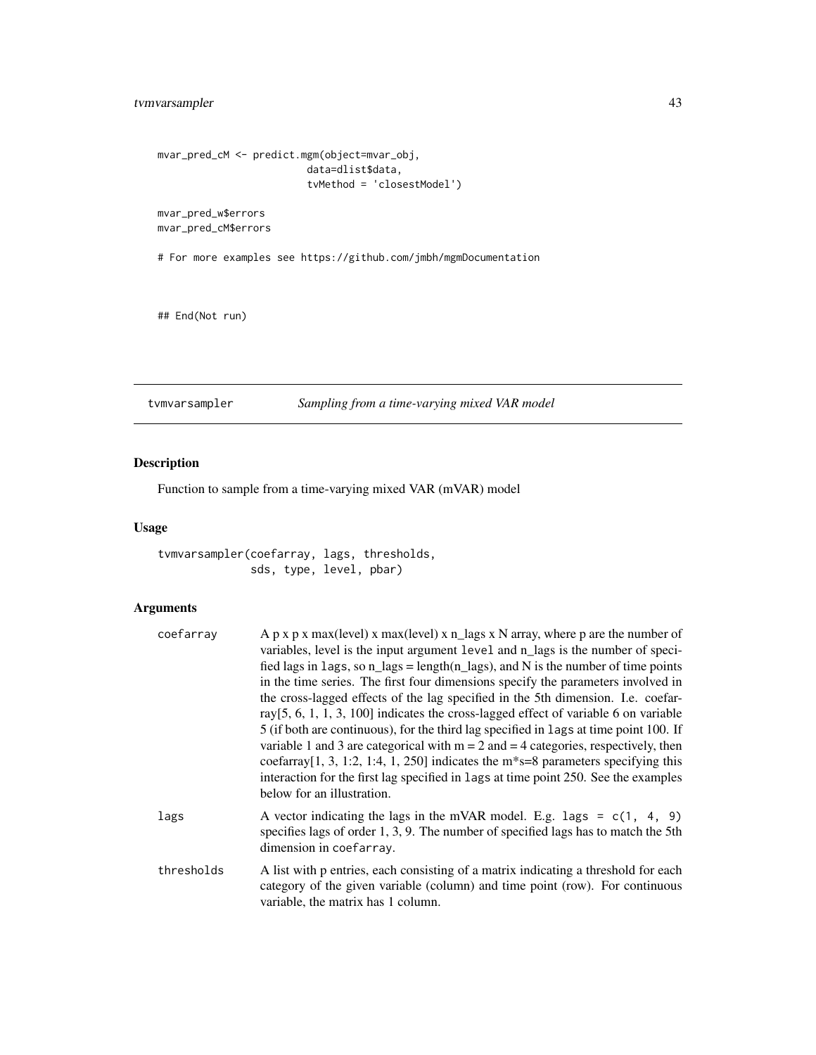```
mvar_pred_cM <- predict.mgm(object=mvar_obj,
                            data=dlist$data,
                            tvMethod = 'closestModel')

mvar_pred_w$errors
mvar_pred_cM$errors

# For more examples see https://github.com/jmbh/mgmDocumentation


## End(Not run)
```

---

## tvmvarsampler — *Sampling from a time-varying mixed VAR model*

---

### Description

Function to sample from a time-varying mixed VAR (mVAR) model

### Usage

```
tvmvarsampler(coefarray, lags, thresholds,
              sds, type, level, pbar)
```

### Arguments

| | |
|---|---|
| coefarray | A p x p x max(level) x max(level) x n_lags x N array, where p are the number of variables, level is the input argument `level` and n_lags is the number of specified lags in `lags`, so n_lags = length(n_lags), and N is the number of time points in the time series. The first four dimensions specify the parameters involved in the cross-lagged effects of the lag specified in the 5th dimension. I.e. coefarray[5, 6, 1, 1, 3, 100] indicates the cross-lagged effect of variable 6 on variable 5 (if both are continuous), for the third lag specified in `lags` at time point 100. If variable 1 and 3 are categorical with m = 2 and = 4 categories, respectively, then coefarray[1, 3, 1:2, 1:4, 1, 250] indicates the m*s=8 parameters specifying this interaction for the first lag specified in `lags` at time point 250. See the examples below for an illustration. |
| lags | A vector indicating the lags in the mVAR model. E.g. `lags = c(1, 4, 9)` specifies lags of order 1, 3, 9. The number of specified lags has to match the 5th dimension in `coefarray`. |
| thresholds | A list with p entries, each consisting of a matrix indicating a threshold for each category of the given variable (column) and time point (row). For continuous variable, the matrix has 1 column. |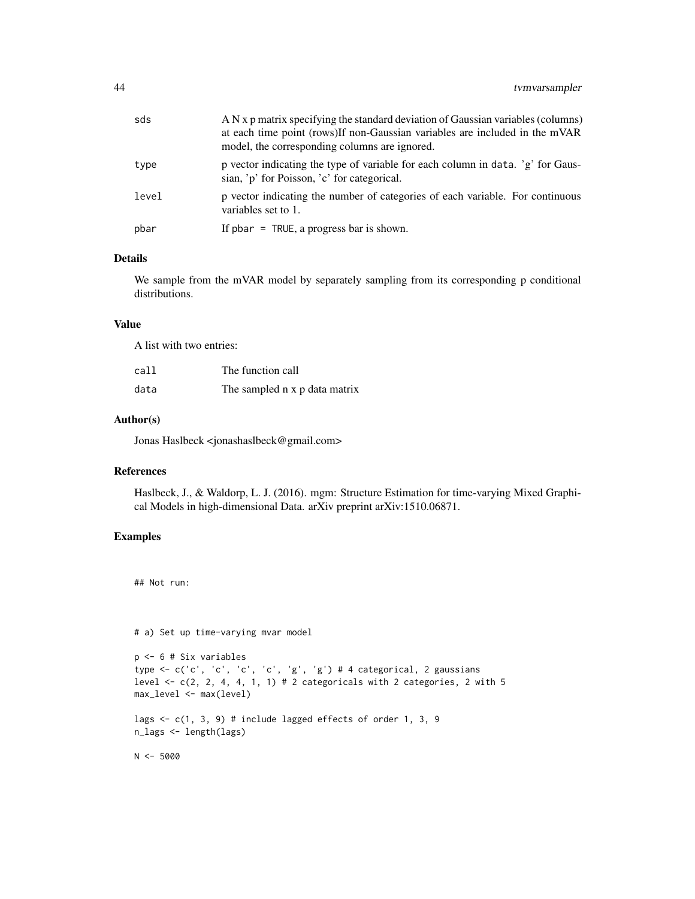| | |
|---|---|
| sds | A N x p matrix specifying the standard deviation of Gaussian variables (columns) at each time point (rows)If non-Gaussian variables are included in the mVAR model, the corresponding columns are ignored. |
| type | p vector indicating the type of variable for each column in data. 'g' for Gaussian, 'p' for Poisson, 'c' for categorical. |
| level | p vector indicating the number of categories of each variable. For continuous variables set to 1. |
| pbar | If pbar = TRUE, a progress bar is shown. |

## Details

We sample from the mVAR model by separately sampling from its corresponding p conditional distributions.

## Value

A list with two entries:

| | |
|---|---|
| call | The function call |
| data | The sampled n x p data matrix |

## Author(s)

Jonas Haslbeck <jonashaslbeck@gmail.com>

## References

Haslbeck, J., & Waldorp, L. J. (2016). mgm: Structure Estimation for time-varying Mixed Graphical Models in high-dimensional Data. arXiv preprint arXiv:1510.06871.

## Examples

```
## Not run:



# a) Set up time-varying mvar model

p <- 6 # Six variables
type <- c('c', 'c', 'c', 'c', 'g', 'g') # 4 categorical, 2 gaussians
level <- c(2, 2, 4, 4, 1, 1) # 2 categoricals with 2 categories, 2 with 5
max_level <- max(level)

lags <- c(1, 3, 9) # include lagged effects of order 1, 3, 9
n_lags <- length(lags)

N <- 5000
```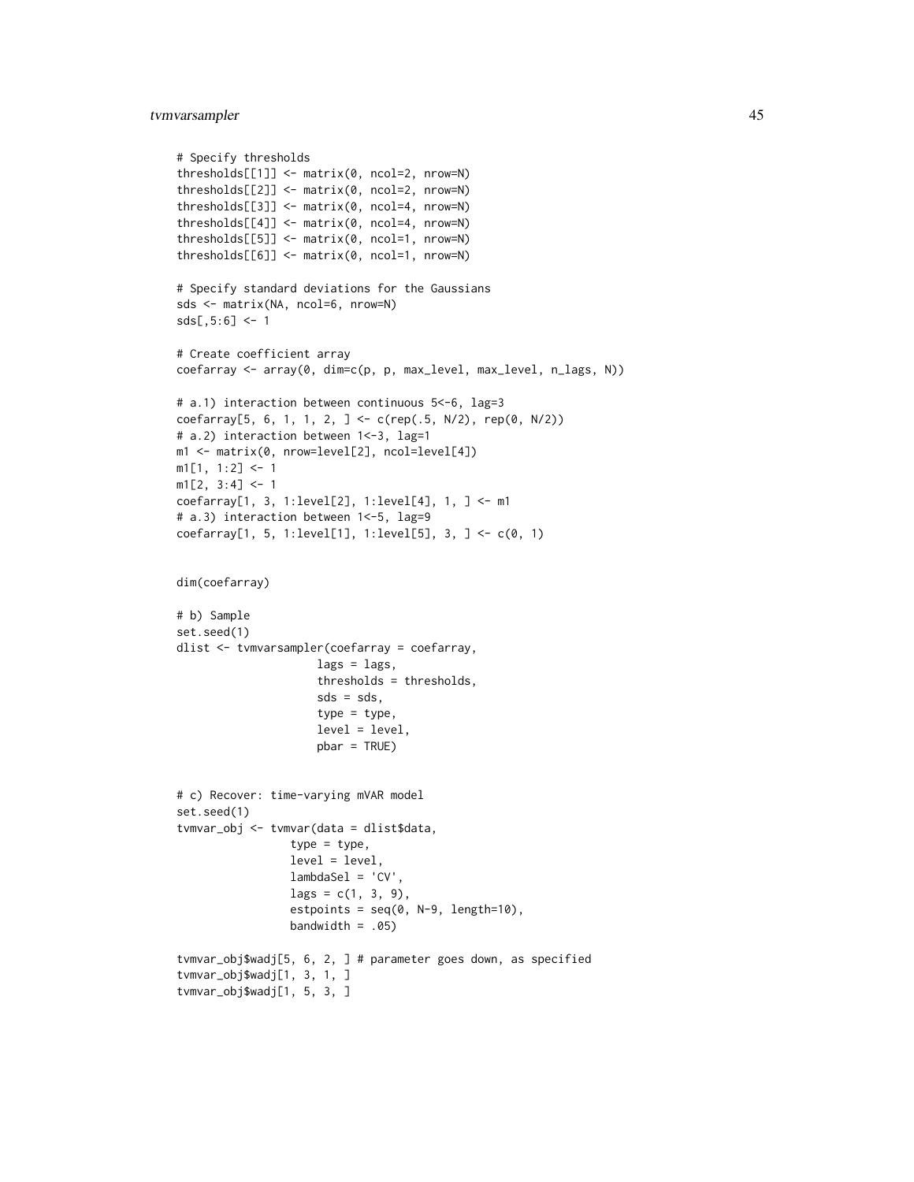```
# Specify thresholds
thresholds[[1]] <- matrix(0, ncol=2, nrow=N)
thresholds[[2]] <- matrix(0, ncol=2, nrow=N)
thresholds[[3]] <- matrix(0, ncol=4, nrow=N)
thresholds[[4]] <- matrix(0, ncol=4, nrow=N)
thresholds[[5]] <- matrix(0, ncol=1, nrow=N)
thresholds[[6]] <- matrix(0, ncol=1, nrow=N)

# Specify standard deviations for the Gaussians
sds <- matrix(NA, ncol=6, nrow=N)
sds[,5:6] <- 1

# Create coefficient array
coefarray <- array(0, dim=c(p, p, max_level, max_level, n_lags, N))

# a.1) interaction between continuous 5<-6, lag=3
coefarray[5, 6, 1, 1, 2, ] <- c(rep(.5, N/2), rep(0, N/2))
# a.2) interaction between 1<-3, lag=1
m1 <- matrix(0, nrow=level[2], ncol=level[4])
m1[1, 1:2] <- 1
m1[2, 3:4] <- 1
coefarray[1, 3, 1:level[2], 1:level[4], 1, ] <- m1
# a.3) interaction between 1<-5, lag=9
coefarray[1, 5, 1:level[1], 1:level[5], 3, ] <- c(0, 1)


dim(coefarray)

# b) Sample
set.seed(1)
dlist <- tvmvarsampler(coefarray = coefarray,
                     lags = lags,
                     thresholds = thresholds,
                     sds = sds,
                     type = type,
                     level = level,
                     pbar = TRUE)


# c) Recover: time-varying mVAR model
set.seed(1)
tvmvar_obj <- tvmvar(data = dlist$data,
                 type = type,
                 level = level,
                 lambdaSel = 'CV',
                 lags = c(1, 3, 9),
                 estpoints = seq(0, N-9, length=10),
                 bandwidth = .05)

tvmvar_obj$wadj[5, 6, 2, ] # parameter goes down, as specified
tvmvar_obj$wadj[1, 3, 1, ]
tvmvar_obj$wadj[1, 5, 3, ]
```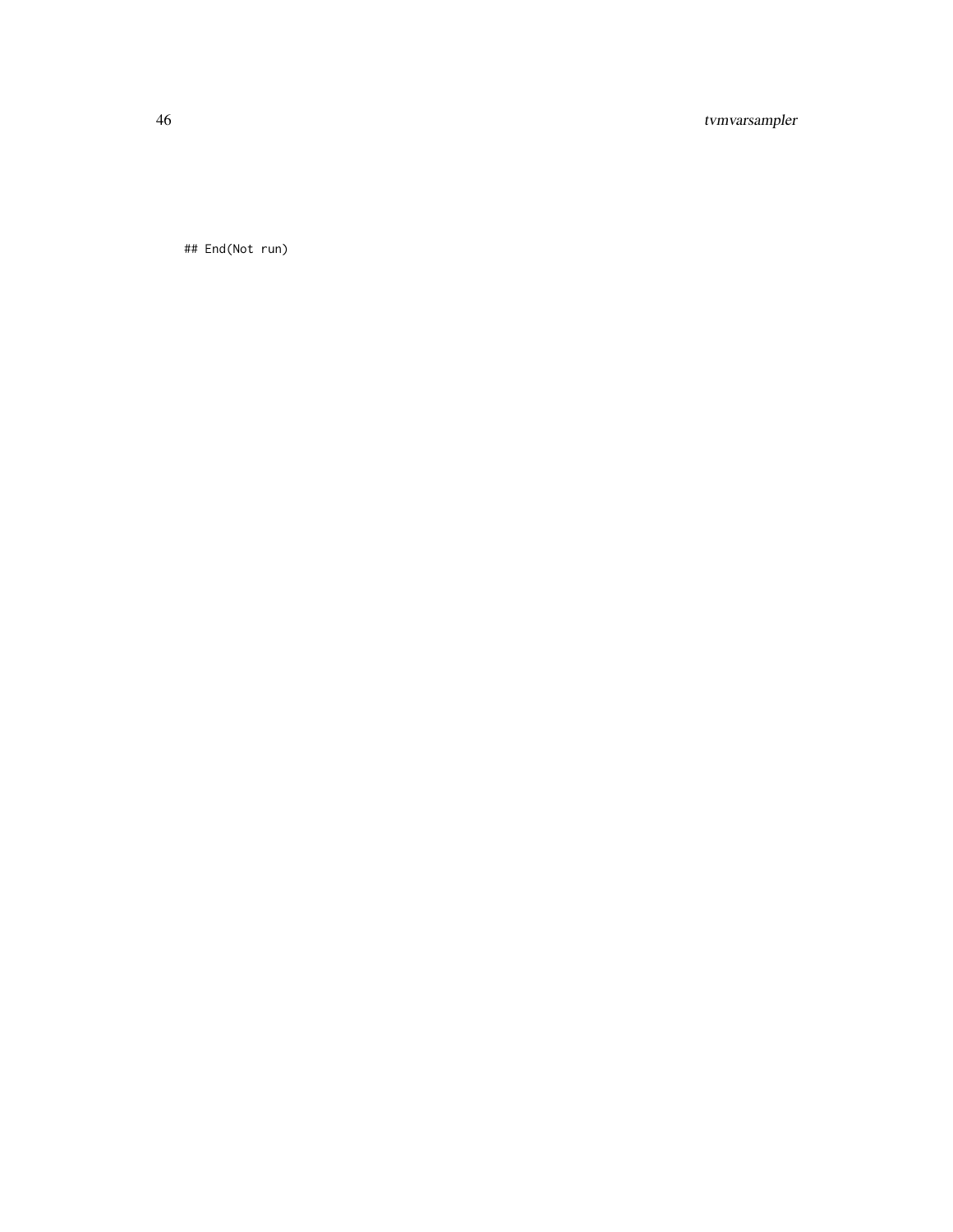```
## End(Not run)
```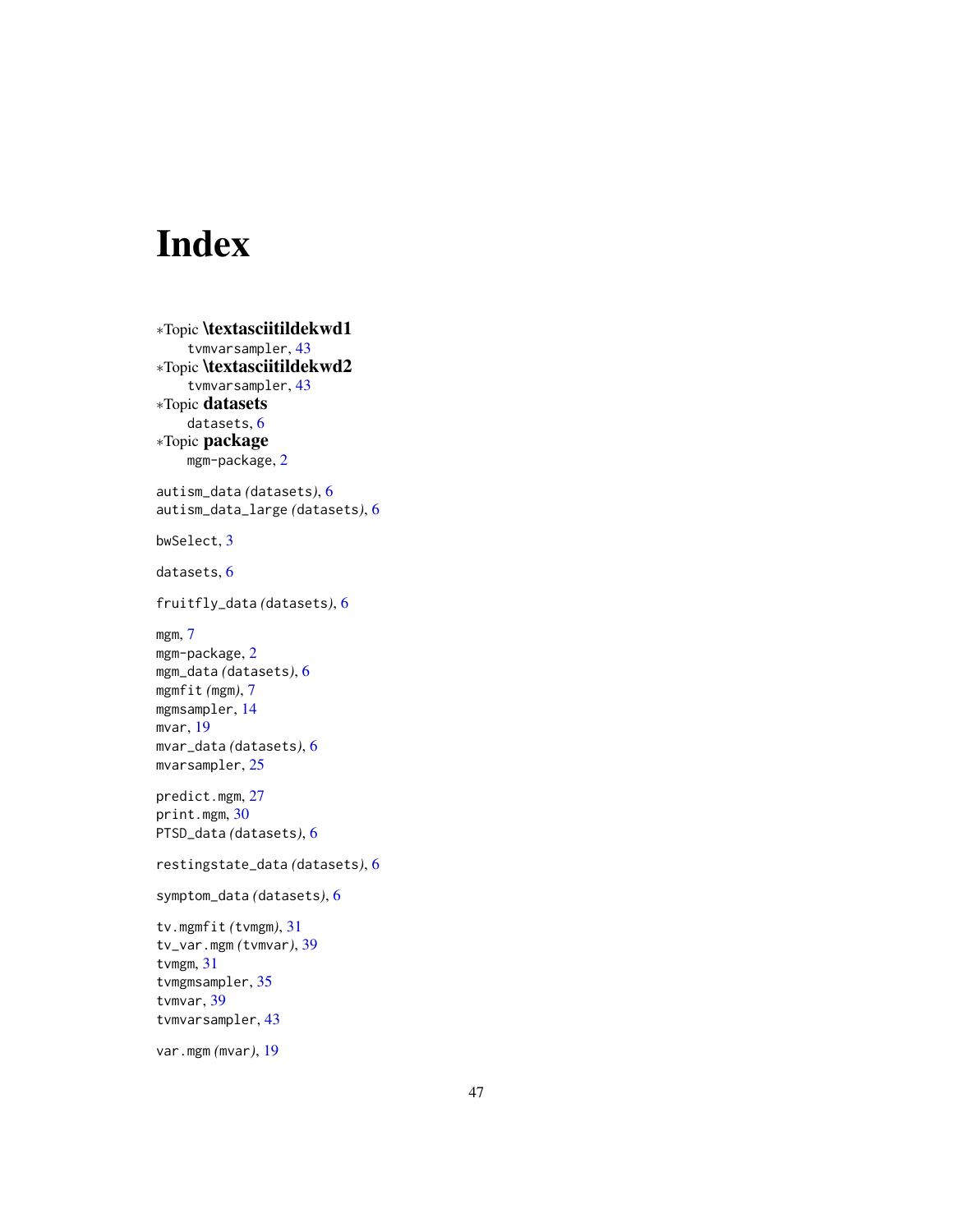# Index

∗Topic **\textasciitildekwd1**
  tvmvarsampler, 43
∗Topic **\textasciitildekwd2**
  tvmvarsampler, 43
∗Topic **datasets**
  datasets, 6
∗Topic **package**
  mgm-package, 2

autism_data *(datasets)*, 6
autism_data_large *(datasets)*, 6

bwSelect, 3

datasets, 6

fruitfly_data *(datasets)*, 6

mgm, 7
mgm-package, 2
mgm_data *(datasets)*, 6
mgmfit *(mgm)*, 7
mgmsampler, 14
mvar, 19
mvar_data *(datasets)*, 6
mvarsampler, 25

predict.mgm, 27
print.mgm, 30
PTSD_data *(datasets)*, 6

restingstate_data *(datasets)*, 6

symptom_data *(datasets)*, 6

tv.mgmfit *(tvmgm)*, 31
tv_var.mgm *(tvmvar)*, 39
tvmgm, 31
tvmgmsampler, 35
tvmvar, 39
tvmvarsampler, 43

var.mgm *(mvar)*, 19